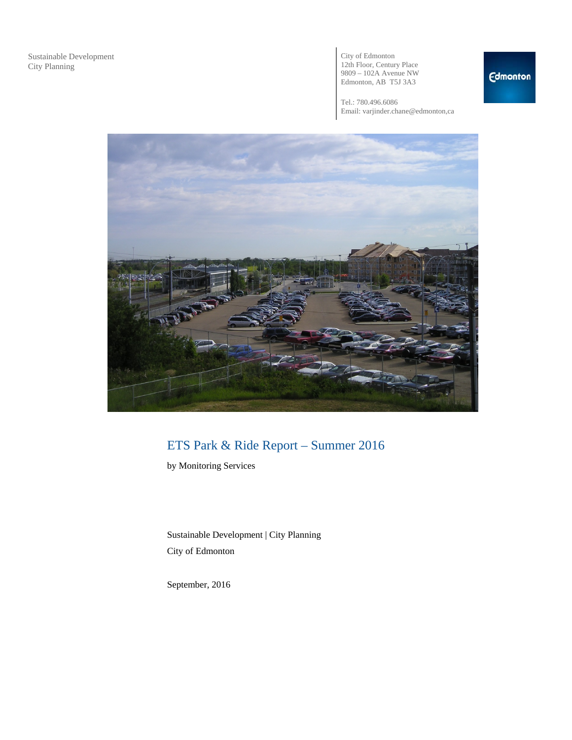Sustainable Development
City Planning

City of Edmonton
12th Floor, Century Place
9809 – 102A Avenue NW
Edmonton, AB T5J 3A3

Tel.: 780.496.6086
Email: varjinder.chane@edmonton,ca

# ETS Park & Ride Report – Summer 2016

by Monitoring Services

Sustainable Development | City Planning

City of Edmonton

September, 2016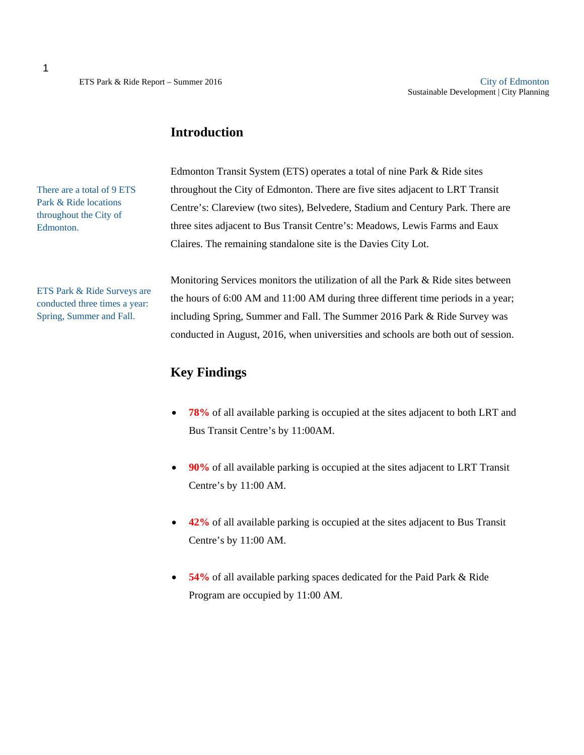## Introduction

There are a total of 9 ETS Park & Ride locations throughout the City of Edmonton.

Edmonton Transit System (ETS) operates a total of nine Park & Ride sites throughout the City of Edmonton. There are five sites adjacent to LRT Transit Centre's: Clareview (two sites), Belvedere, Stadium and Century Park. There are three sites adjacent to Bus Transit Centre's: Meadows, Lewis Farms and Eaux Claires. The remaining standalone site is the Davies City Lot.

ETS Park & Ride Surveys are conducted three times a year: Spring, Summer and Fall.

Monitoring Services monitors the utilization of all the Park & Ride sites between the hours of 6:00 AM and 11:00 AM during three different time periods in a year; including Spring, Summer and Fall. The Summer 2016 Park & Ride Survey was conducted in August, 2016, when universities and schools are both out of session.

## Key Findings

- **78%** of all available parking is occupied at the sites adjacent to both LRT and Bus Transit Centre's by 11:00AM.
- **90%** of all available parking is occupied at the sites adjacent to LRT Transit Centre's by 11:00 AM.
- **42%** of all available parking is occupied at the sites adjacent to Bus Transit Centre's by 11:00 AM.
- **54%** of all available parking spaces dedicated for the Paid Park & Ride Program are occupied by 11:00 AM.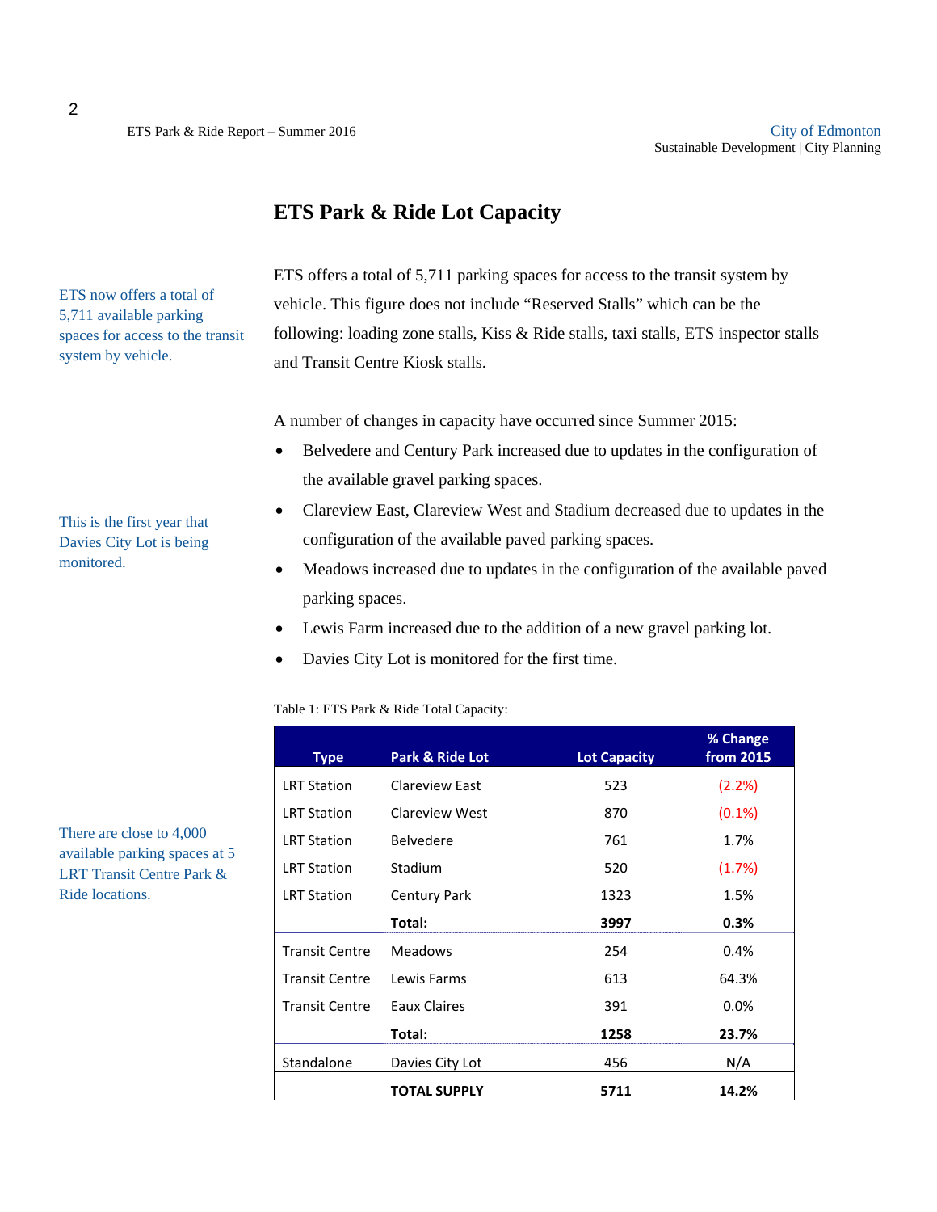## ETS Park & Ride Lot Capacity

ETS now offers a total of 5,711 available parking spaces for access to the transit system by vehicle.

ETS offers a total of 5,711 parking spaces for access to the transit system by vehicle. This figure does not include "Reserved Stalls" which can be the following: loading zone stalls, Kiss & Ride stalls, taxi stalls, ETS inspector stalls and Transit Centre Kiosk stalls.

This is the first year that Davies City Lot is being monitored.

A number of changes in capacity have occurred since Summer 2015:

- Belvedere and Century Park increased due to updates in the configuration of the available gravel parking spaces.
- Clareview East, Clareview West and Stadium decreased due to updates in the configuration of the available paved parking spaces.
- Meadows increased due to updates in the configuration of the available paved parking spaces.
- Lewis Farm increased due to the addition of a new gravel parking lot.
- Davies City Lot is monitored for the first time.

There are close to 4,000 available parking spaces at 5 LRT Transit Centre Park & Ride locations.

Table 1: ETS Park & Ride Total Capacity:

| Type | Park & Ride Lot | Lot Capacity | % Change from 2015 |
|---|---|---|---|
| LRT Station | Clareview East | 523 | (2.2%) |
| LRT Station | Clareview West | 870 | (0.1%) |
| LRT Station | Belvedere | 761 | 1.7% |
| LRT Station | Stadium | 520 | (1.7%) |
| LRT Station | Century Park | 1323 | 1.5% |
| | **Total:** | **3997** | **0.3%** |
| Transit Centre | Meadows | 254 | 0.4% |
| Transit Centre | Lewis Farms | 613 | 64.3% |
| Transit Centre | Eaux Claires | 391 | 0.0% |
| | **Total:** | **1258** | **23.7%** |
| Standalone | Davies City Lot | 456 | N/A |
| | **TOTAL SUPPLY** | **5711** | **14.2%** |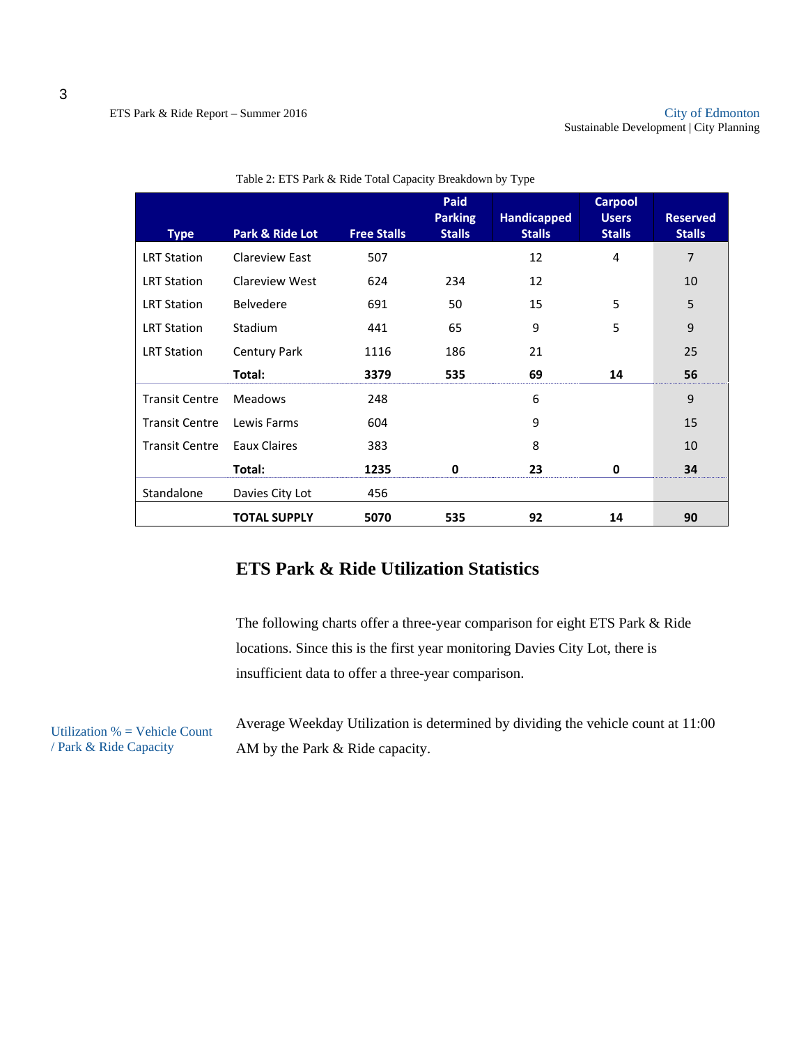Table 2: ETS Park & Ride Total Capacity Breakdown by Type

| Type | Park & Ride Lot | Free Stalls | Paid Parking Stalls | Handicapped Stalls | Carpool Users Stalls | Reserved Stalls |
|---|---|---|---|---|---|---|
| LRT Station | Clareview East | 507 | | 12 | 4 | 7 |
| LRT Station | Clareview West | 624 | 234 | 12 | | 10 |
| LRT Station | Belvedere | 691 | 50 | 15 | 5 | 5 |
| LRT Station | Stadium | 441 | 65 | 9 | 5 | 9 |
| LRT Station | Century Park | 1116 | 186 | 21 | | 25 |
| | **Total:** | **3379** | **535** | **69** | **14** | **56** |
| Transit Centre | Meadows | 248 | | 6 | | 9 |
| Transit Centre | Lewis Farms | 604 | | 9 | | 15 |
| Transit Centre | Eaux Claires | 383 | | 8 | | 10 |
| | **Total:** | **1235** | **0** | **23** | **0** | **34** |
| Standalone | Davies City Lot | 456 | | | | |
| | **TOTAL SUPPLY** | **5070** | **535** | **92** | **14** | **90** |

## ETS Park & Ride Utilization Statistics

The following charts offer a three-year comparison for eight ETS Park & Ride locations. Since this is the first year monitoring Davies City Lot, there is insufficient data to offer a three-year comparison.

Utilization % = Vehicle Count / Park & Ride Capacity

Average Weekday Utilization is determined by dividing the vehicle count at 11:00 AM by the Park & Ride capacity.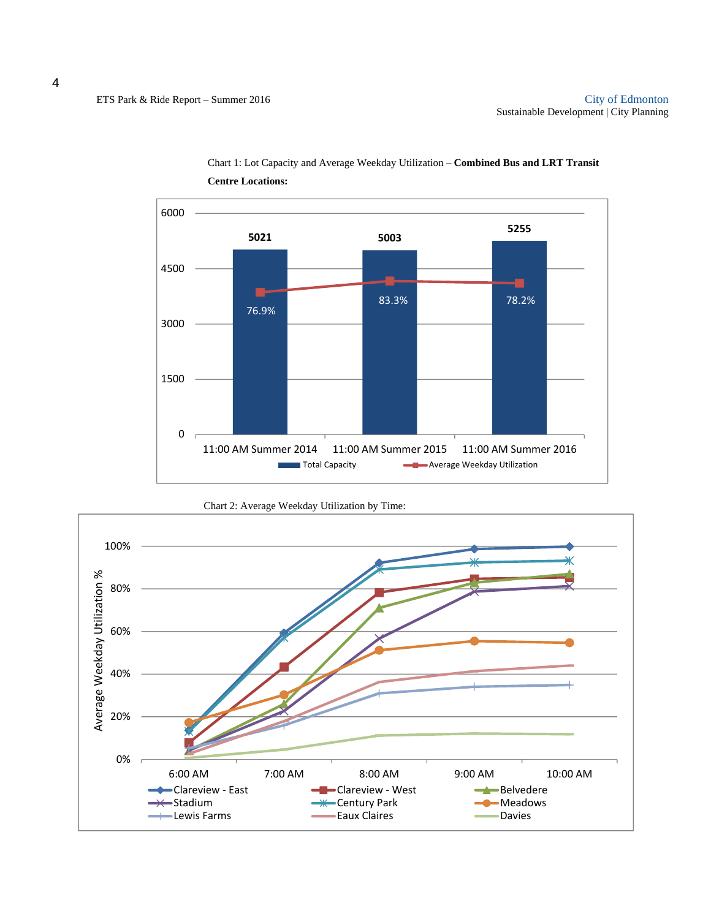Chart 1: Lot Capacity and Average Weekday Utilization – **Combined Bus and LRT Transit Centre Locations:**

| | 11:00 AM Summer 2014 | 11:00 AM Summer 2015 | 11:00 AM Summer 2016 |
|---|---|---|---|
| Total Capacity | 5021 | 5003 | 5255 |
| Average Weekday Utilization | 76.9% | 83.3% | 78.2% |

Chart 2: Average Weekday Utilization by Time: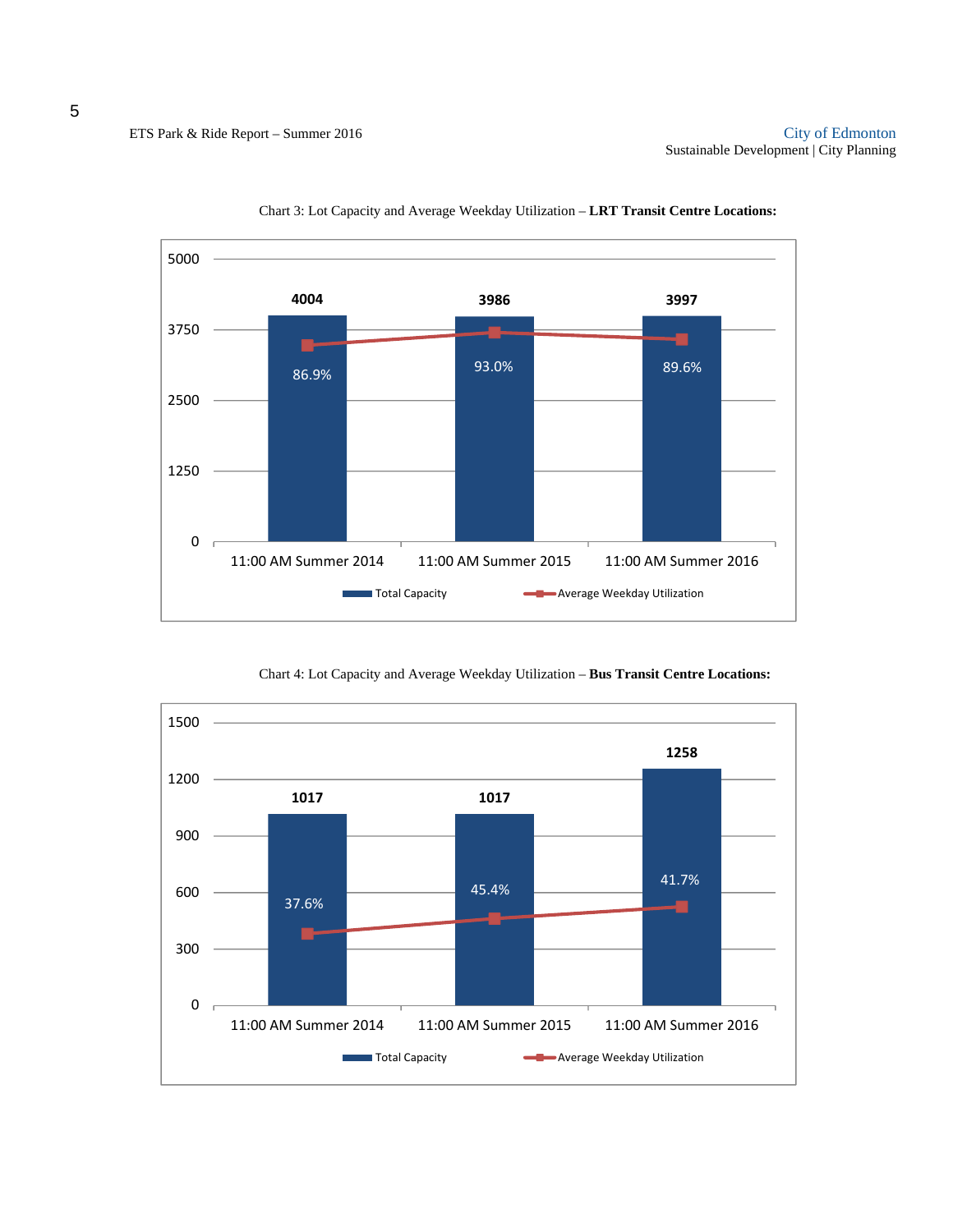Chart 3: Lot Capacity and Average Weekday Utilization – **LRT Transit Centre Locations:**

| | Total Capacity | Average Weekday Utilization |
|---|---|---|
| 11:00 AM Summer 2014 | 4004 | 86.9% |
| 11:00 AM Summer 2015 | 3986 | 93.0% |
| 11:00 AM Summer 2016 | 3997 | 89.6% |

Chart 4: Lot Capacity and Average Weekday Utilization – **Bus Transit Centre Locations:**

| | Total Capacity | Average Weekday Utilization |
|---|---|---|
| 11:00 AM Summer 2014 | 1017 | 37.6% |
| 11:00 AM Summer 2015 | 1017 | 45.4% |
| 11:00 AM Summer 2016 | 1258 | 41.7% |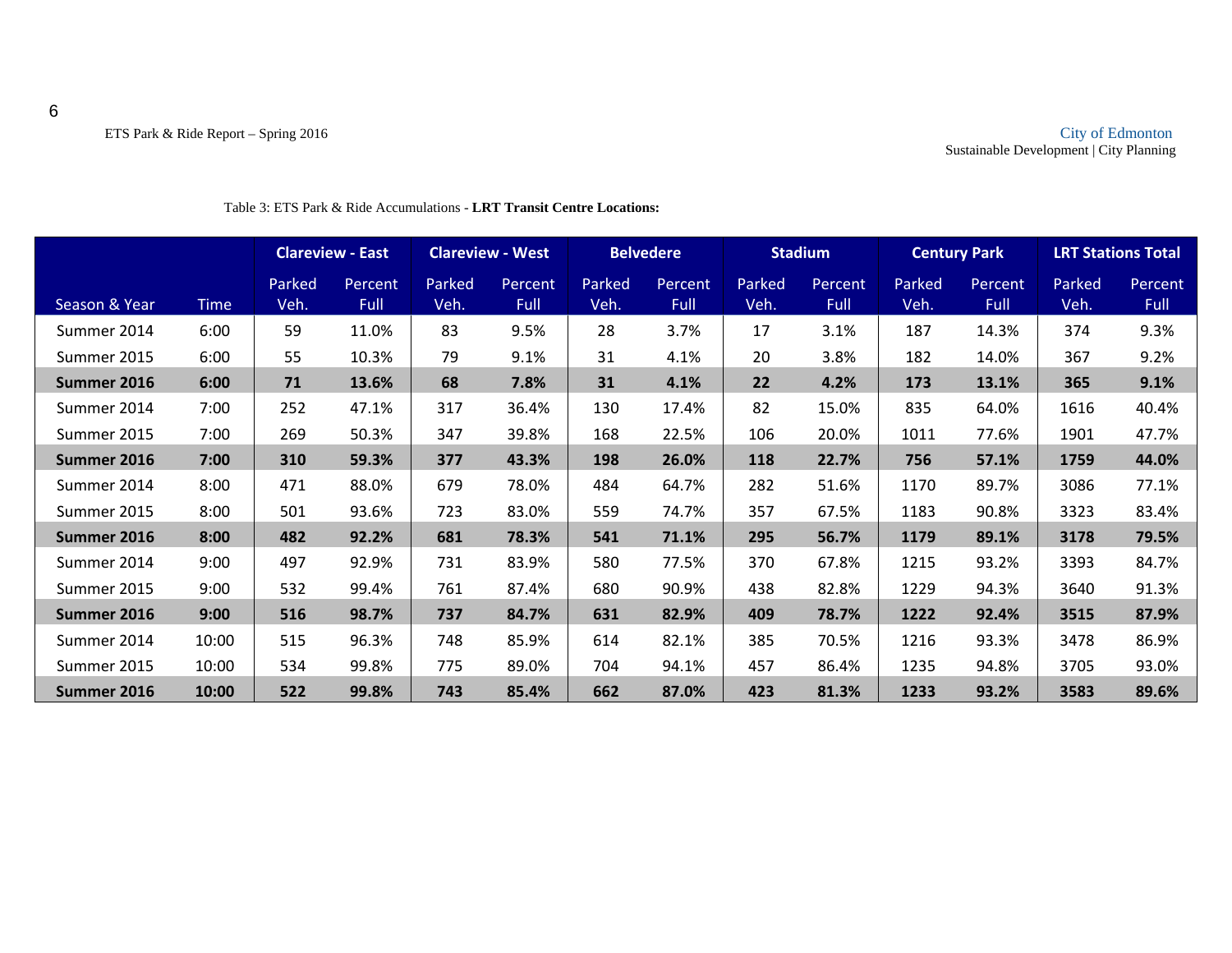Table 3: ETS Park & Ride Accumulations - **LRT Transit Centre Locations:**

| | | Clareview - East | | Clareview - West | | Belvedere | | Stadium | | Century Park | | LRT Stations Total | |
|---|---|---|---|---|---|---|---|---|---|---|---|---|---|
| Season & Year | Time | Parked Veh. | Percent Full | Parked Veh. | Percent Full | Parked Veh. | Percent Full | Parked Veh. | Percent Full | Parked Veh. | Percent Full | Parked Veh. | Percent Full |
| Summer 2014 | 6:00 | 59 | 11.0% | 83 | 9.5% | 28 | 3.7% | 17 | 3.1% | 187 | 14.3% | 374 | 9.3% |
| Summer 2015 | 6:00 | 55 | 10.3% | 79 | 9.1% | 31 | 4.1% | 20 | 3.8% | 182 | 14.0% | 367 | 9.2% |
| **Summer 2016** | **6:00** | **71** | **13.6%** | **68** | **7.8%** | **31** | **4.1%** | **22** | **4.2%** | **173** | **13.1%** | **365** | **9.1%** |
| Summer 2014 | 7:00 | 252 | 47.1% | 317 | 36.4% | 130 | 17.4% | 82 | 15.0% | 835 | 64.0% | 1616 | 40.4% |
| Summer 2015 | 7:00 | 269 | 50.3% | 347 | 39.8% | 168 | 22.5% | 106 | 20.0% | 1011 | 77.6% | 1901 | 47.7% |
| **Summer 2016** | **7:00** | **310** | **59.3%** | **377** | **43.3%** | **198** | **26.0%** | **118** | **22.7%** | **756** | **57.1%** | **1759** | **44.0%** |
| Summer 2014 | 8:00 | 471 | 88.0% | 679 | 78.0% | 484 | 64.7% | 282 | 51.6% | 1170 | 89.7% | 3086 | 77.1% |
| Summer 2015 | 8:00 | 501 | 93.6% | 723 | 83.0% | 559 | 74.7% | 357 | 67.5% | 1183 | 90.8% | 3323 | 83.4% |
| **Summer 2016** | **8:00** | **482** | **92.2%** | **681** | **78.3%** | **541** | **71.1%** | **295** | **56.7%** | **1179** | **89.1%** | **3178** | **79.5%** |
| Summer 2014 | 9:00 | 497 | 92.9% | 731 | 83.9% | 580 | 77.5% | 370 | 67.8% | 1215 | 93.2% | 3393 | 84.7% |
| Summer 2015 | 9:00 | 532 | 99.4% | 761 | 87.4% | 680 | 90.9% | 438 | 82.8% | 1229 | 94.3% | 3640 | 91.3% |
| **Summer 2016** | **9:00** | **516** | **98.7%** | **737** | **84.7%** | **631** | **82.9%** | **409** | **78.7%** | **1222** | **92.4%** | **3515** | **87.9%** |
| Summer 2014 | 10:00 | 515 | 96.3% | 748 | 85.9% | 614 | 82.1% | 385 | 70.5% | 1216 | 93.3% | 3478 | 86.9% |
| Summer 2015 | 10:00 | 534 | 99.8% | 775 | 89.0% | 704 | 94.1% | 457 | 86.4% | 1235 | 94.8% | 3705 | 93.0% |
| **Summer 2016** | **10:00** | **522** | **99.8%** | **743** | **85.4%** | **662** | **87.0%** | **423** | **81.3%** | **1233** | **93.2%** | **3583** | **89.6%** |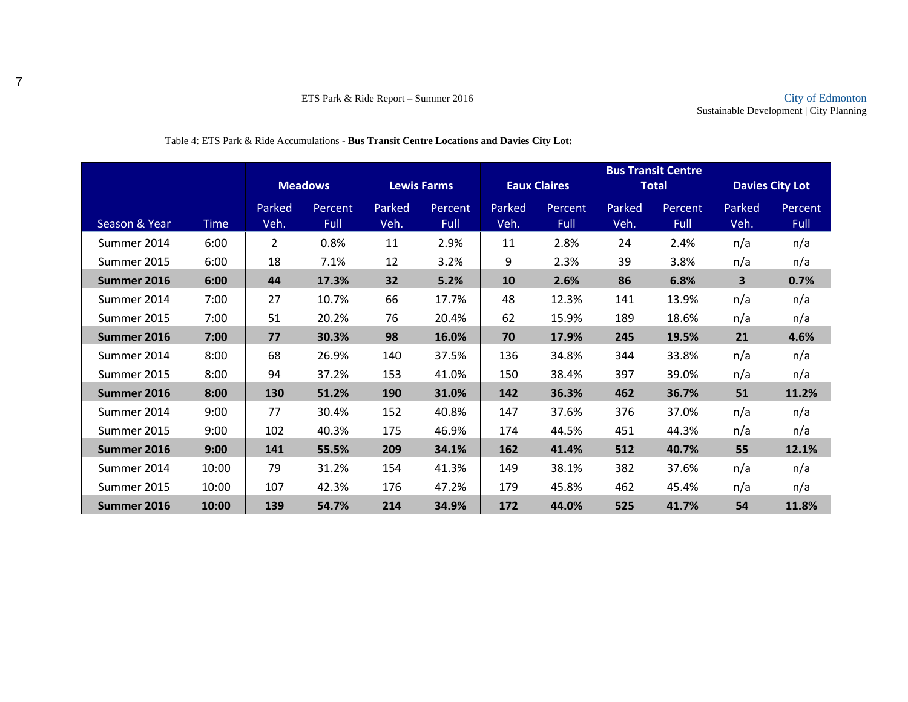Table 4: ETS Park & Ride Accumulations - **Bus Transit Centre Locations and Davies City Lot:**

| | | **Meadows** | | **Lewis Farms** | | **Eaux Claires** | | **Bus Transit Centre Total** | | **Davies City Lot** | |
|---|---|---|---|---|---|---|---|---|---|---|---|
| Season & Year | Time | Parked Veh. | Percent Full | Parked Veh. | Percent Full | Parked Veh. | Percent Full | Parked Veh. | Percent Full | Parked Veh. | Percent Full |
| Summer 2014 | 6:00 | 2 | 0.8% | 11 | 2.9% | 11 | 2.8% | 24 | 2.4% | n/a | n/a |
| Summer 2015 | 6:00 | 18 | 7.1% | 12 | 3.2% | 9 | 2.3% | 39 | 3.8% | n/a | n/a |
| **Summer 2016** | **6:00** | **44** | **17.3%** | **32** | **5.2%** | **10** | **2.6%** | **86** | **6.8%** | **3** | **0.7%** |
| Summer 2014 | 7:00 | 27 | 10.7% | 66 | 17.7% | 48 | 12.3% | 141 | 13.9% | n/a | n/a |
| Summer 2015 | 7:00 | 51 | 20.2% | 76 | 20.4% | 62 | 15.9% | 189 | 18.6% | n/a | n/a |
| **Summer 2016** | **7:00** | **77** | **30.3%** | **98** | **16.0%** | **70** | **17.9%** | **245** | **19.5%** | **21** | **4.6%** |
| Summer 2014 | 8:00 | 68 | 26.9% | 140 | 37.5% | 136 | 34.8% | 344 | 33.8% | n/a | n/a |
| Summer 2015 | 8:00 | 94 | 37.2% | 153 | 41.0% | 150 | 38.4% | 397 | 39.0% | n/a | n/a |
| **Summer 2016** | **8:00** | **130** | **51.2%** | **190** | **31.0%** | **142** | **36.3%** | **462** | **36.7%** | **51** | **11.2%** |
| Summer 2014 | 9:00 | 77 | 30.4% | 152 | 40.8% | 147 | 37.6% | 376 | 37.0% | n/a | n/a |
| Summer 2015 | 9:00 | 102 | 40.3% | 175 | 46.9% | 174 | 44.5% | 451 | 44.3% | n/a | n/a |
| **Summer 2016** | **9:00** | **141** | **55.5%** | **209** | **34.1%** | **162** | **41.4%** | **512** | **40.7%** | **55** | **12.1%** |
| Summer 2014 | 10:00 | 79 | 31.2% | 154 | 41.3% | 149 | 38.1% | 382 | 37.6% | n/a | n/a |
| Summer 2015 | 10:00 | 107 | 42.3% | 176 | 47.2% | 179 | 45.8% | 462 | 45.4% | n/a | n/a |
| **Summer 2016** | **10:00** | **139** | **54.7%** | **214** | **34.9%** | **172** | **44.0%** | **525** | **41.7%** | **54** | **11.8%** |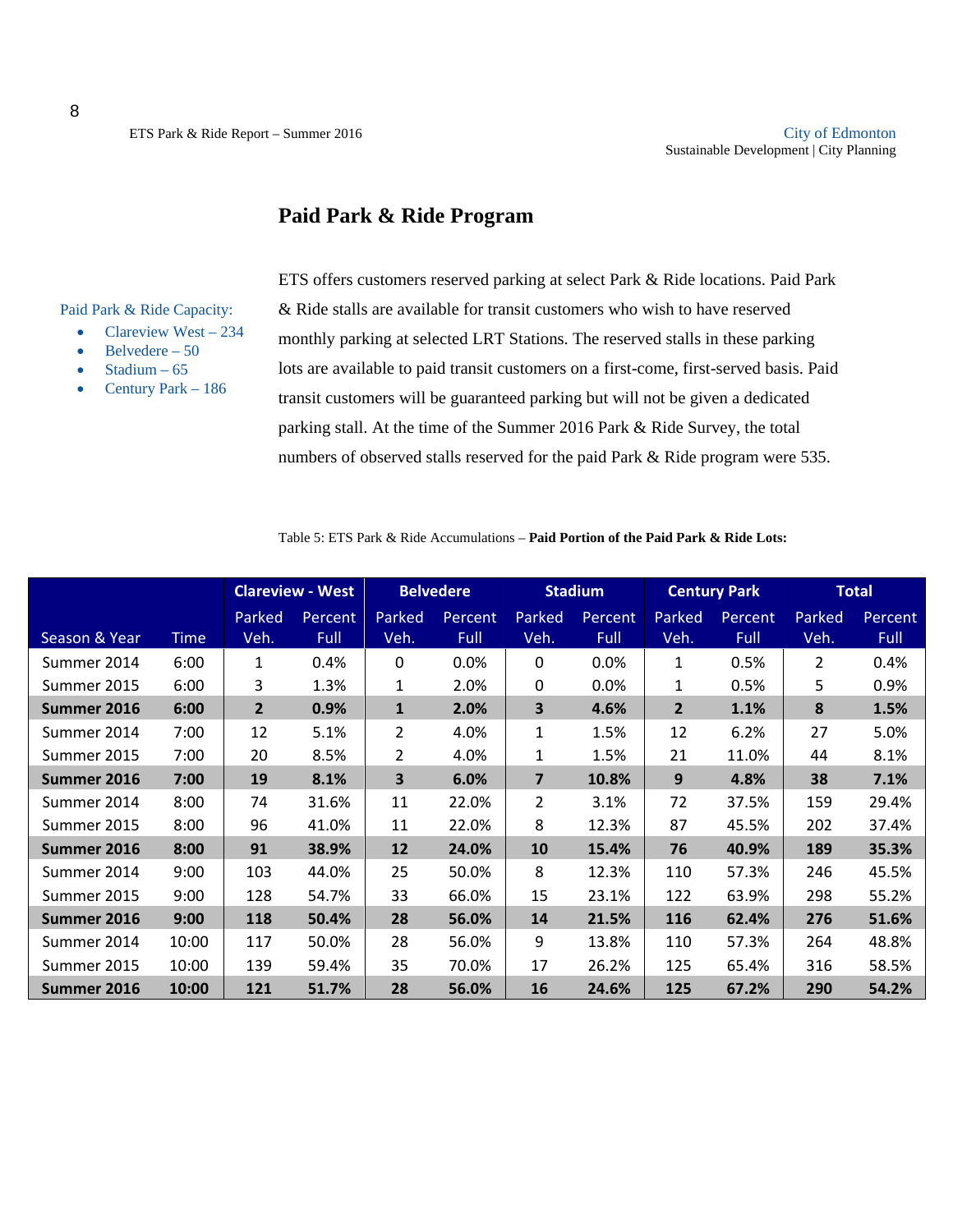## Paid Park & Ride Program

Paid Park & Ride Capacity:

- Clareview West – 234
- Belvedere – 50
- Stadium – 65
- Century Park – 186

ETS offers customers reserved parking at select Park & Ride locations. Paid Park & Ride stalls are available for transit customers who wish to have reserved monthly parking at selected LRT Stations. The reserved stalls in these parking lots are available to paid transit customers on a first-come, first-served basis. Paid transit customers will be guaranteed parking but will not be given a dedicated parking stall. At the time of the Summer 2016 Park & Ride Survey, the total numbers of observed stalls reserved for the paid Park & Ride program were 535.

Table 5: ETS Park & Ride Accumulations – **Paid Portion of the Paid Park & Ride Lots:**

| | | Clareview - West | | Belvedere | | Stadium | | Century Park | | Total | |
|---|---|---|---|---|---|---|---|---|---|---|---|
| Season & Year | Time | Parked Veh. | Percent Full | Parked Veh. | Percent Full | Parked Veh. | Percent Full | Parked Veh. | Percent Full | Parked Veh. | Percent Full |
| Summer 2014 | 6:00 | 1 | 0.4% | 0 | 0.0% | 0 | 0.0% | 1 | 0.5% | 2 | 0.4% |
| Summer 2015 | 6:00 | 3 | 1.3% | 1 | 2.0% | 0 | 0.0% | 1 | 0.5% | 5 | 0.9% |
| **Summer 2016** | **6:00** | **2** | **0.9%** | **1** | **2.0%** | **3** | **4.6%** | **2** | **1.1%** | **8** | **1.5%** |
| Summer 2014 | 7:00 | 12 | 5.1% | 2 | 4.0% | 1 | 1.5% | 12 | 6.2% | 27 | 5.0% |
| Summer 2015 | 7:00 | 20 | 8.5% | 2 | 4.0% | 1 | 1.5% | 21 | 11.0% | 44 | 8.1% |
| **Summer 2016** | **7:00** | **19** | **8.1%** | **3** | **6.0%** | **7** | **10.8%** | **9** | **4.8%** | **38** | **7.1%** |
| Summer 2014 | 8:00 | 74 | 31.6% | 11 | 22.0% | 2 | 3.1% | 72 | 37.5% | 159 | 29.4% |
| Summer 2015 | 8:00 | 96 | 41.0% | 11 | 22.0% | 8 | 12.3% | 87 | 45.5% | 202 | 37.4% |
| **Summer 2016** | **8:00** | **91** | **38.9%** | **12** | **24.0%** | **10** | **15.4%** | **76** | **40.9%** | **189** | **35.3%** |
| Summer 2014 | 9:00 | 103 | 44.0% | 25 | 50.0% | 8 | 12.3% | 110 | 57.3% | 246 | 45.5% |
| Summer 2015 | 9:00 | 128 | 54.7% | 33 | 66.0% | 15 | 23.1% | 122 | 63.9% | 298 | 55.2% |
| **Summer 2016** | **9:00** | **118** | **50.4%** | **28** | **56.0%** | **14** | **21.5%** | **116** | **62.4%** | **276** | **51.6%** |
| Summer 2014 | 10:00 | 117 | 50.0% | 28 | 56.0% | 9 | 13.8% | 110 | 57.3% | 264 | 48.8% |
| Summer 2015 | 10:00 | 139 | 59.4% | 35 | 70.0% | 17 | 26.2% | 125 | 65.4% | 316 | 58.5% |
| **Summer 2016** | **10:00** | **121** | **51.7%** | **28** | **56.0%** | **16** | **24.6%** | **125** | **67.2%** | **290** | **54.2%** |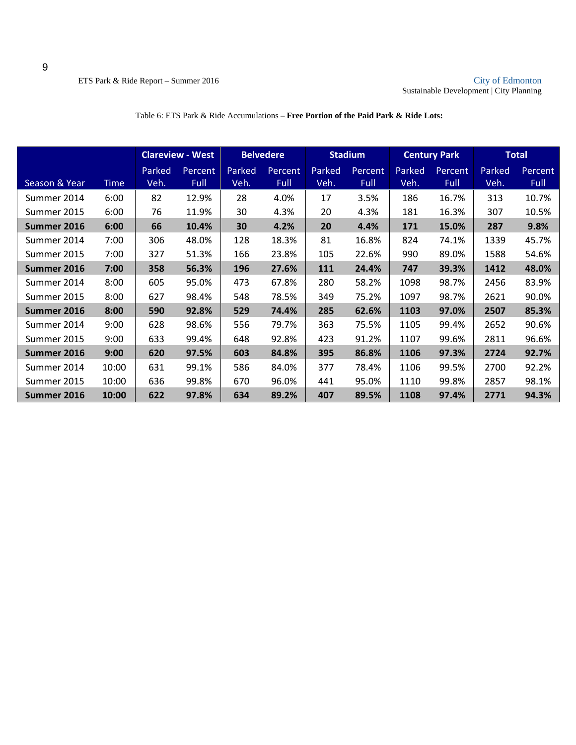Table 6: ETS Park & Ride Accumulations – **Free Portion of the Paid Park & Ride Lots:**

| | | Clareview - West | | Belvedere | | Stadium | | Century Park | | Total | |
|---|---|---|---|---|---|---|---|---|---|---|---|
| Season & Year | Time | Parked Veh. | Percent Full | Parked Veh. | Percent Full | Parked Veh. | Percent Full | Parked Veh. | Percent Full | Parked Veh. | Percent Full |
| Summer 2014 | 6:00 | 82 | 12.9% | 28 | 4.0% | 17 | 3.5% | 186 | 16.7% | 313 | 10.7% |
| Summer 2015 | 6:00 | 76 | 11.9% | 30 | 4.3% | 20 | 4.3% | 181 | 16.3% | 307 | 10.5% |
| **Summer 2016** | **6:00** | **66** | **10.4%** | **30** | **4.2%** | **20** | **4.4%** | **171** | **15.0%** | **287** | **9.8%** |
| Summer 2014 | 7:00 | 306 | 48.0% | 128 | 18.3% | 81 | 16.8% | 824 | 74.1% | 1339 | 45.7% |
| Summer 2015 | 7:00 | 327 | 51.3% | 166 | 23.8% | 105 | 22.6% | 990 | 89.0% | 1588 | 54.6% |
| **Summer 2016** | **7:00** | **358** | **56.3%** | **196** | **27.6%** | **111** | **24.4%** | **747** | **39.3%** | **1412** | **48.0%** |
| Summer 2014 | 8:00 | 605 | 95.0% | 473 | 67.8% | 280 | 58.2% | 1098 | 98.7% | 2456 | 83.9% |
| Summer 2015 | 8:00 | 627 | 98.4% | 548 | 78.5% | 349 | 75.2% | 1097 | 98.7% | 2621 | 90.0% |
| **Summer 2016** | **8:00** | **590** | **92.8%** | **529** | **74.4%** | **285** | **62.6%** | **1103** | **97.0%** | **2507** | **85.3%** |
| Summer 2014 | 9:00 | 628 | 98.6% | 556 | 79.7% | 363 | 75.5% | 1105 | 99.4% | 2652 | 90.6% |
| Summer 2015 | 9:00 | 633 | 99.4% | 648 | 92.8% | 423 | 91.2% | 1107 | 99.6% | 2811 | 96.6% |
| **Summer 2016** | **9:00** | **620** | **97.5%** | **603** | **84.8%** | **395** | **86.8%** | **1106** | **97.3%** | **2724** | **92.7%** |
| Summer 2014 | 10:00 | 631 | 99.1% | 586 | 84.0% | 377 | 78.4% | 1106 | 99.5% | 2700 | 92.2% |
| Summer 2015 | 10:00 | 636 | 99.8% | 670 | 96.0% | 441 | 95.0% | 1110 | 99.8% | 2857 | 98.1% |
| **Summer 2016** | **10:00** | **622** | **97.8%** | **634** | **89.2%** | **407** | **89.5%** | **1108** | **97.4%** | **2771** | **94.3%** |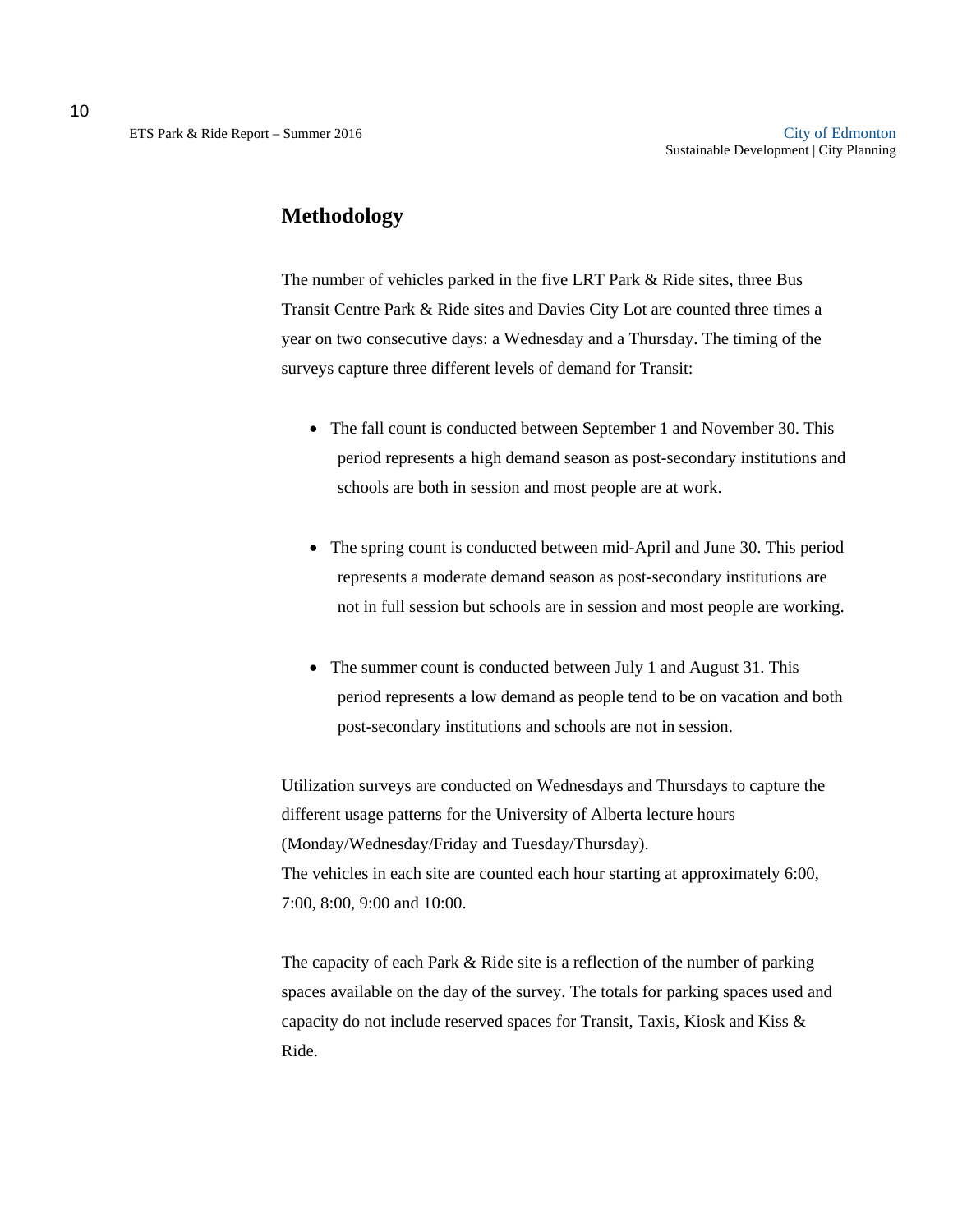# Methodology

The number of vehicles parked in the five LRT Park & Ride sites, three Bus Transit Centre Park & Ride sites and Davies City Lot are counted three times a year on two consecutive days: a Wednesday and a Thursday. The timing of the surveys capture three different levels of demand for Transit:

- The fall count is conducted between September 1 and November 30. This period represents a high demand season as post-secondary institutions and schools are both in session and most people are at work.

- The spring count is conducted between mid-April and June 30. This period represents a moderate demand season as post-secondary institutions are not in full session but schools are in session and most people are working.

- The summer count is conducted between July 1 and August 31. This period represents a low demand as people tend to be on vacation and both post-secondary institutions and schools are not in session.

Utilization surveys are conducted on Wednesdays and Thursdays to capture the different usage patterns for the University of Alberta lecture hours (Monday/Wednesday/Friday and Tuesday/Thursday).
The vehicles in each site are counted each hour starting at approximately 6:00, 7:00, 8:00, 9:00 and 10:00.

The capacity of each Park & Ride site is a reflection of the number of parking spaces available on the day of the survey. The totals for parking spaces used and capacity do not include reserved spaces for Transit, Taxis, Kiosk and Kiss & Ride.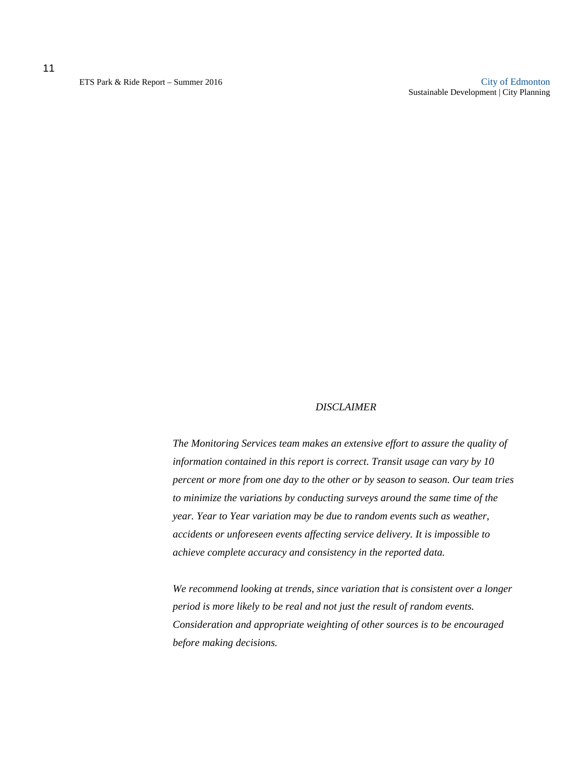*DISCLAIMER*

*The Monitoring Services team makes an extensive effort to assure the quality of information contained in this report is correct. Transit usage can vary by 10 percent or more from one day to the other or by season to season. Our team tries to minimize the variations by conducting surveys around the same time of the year. Year to Year variation may be due to random events such as weather, accidents or unforeseen events affecting service delivery. It is impossible to achieve complete accuracy and consistency in the reported data.*

*We recommend looking at trends, since variation that is consistent over a longer period is more likely to be real and not just the result of random events. Consideration and appropriate weighting of other sources is to be encouraged before making decisions.*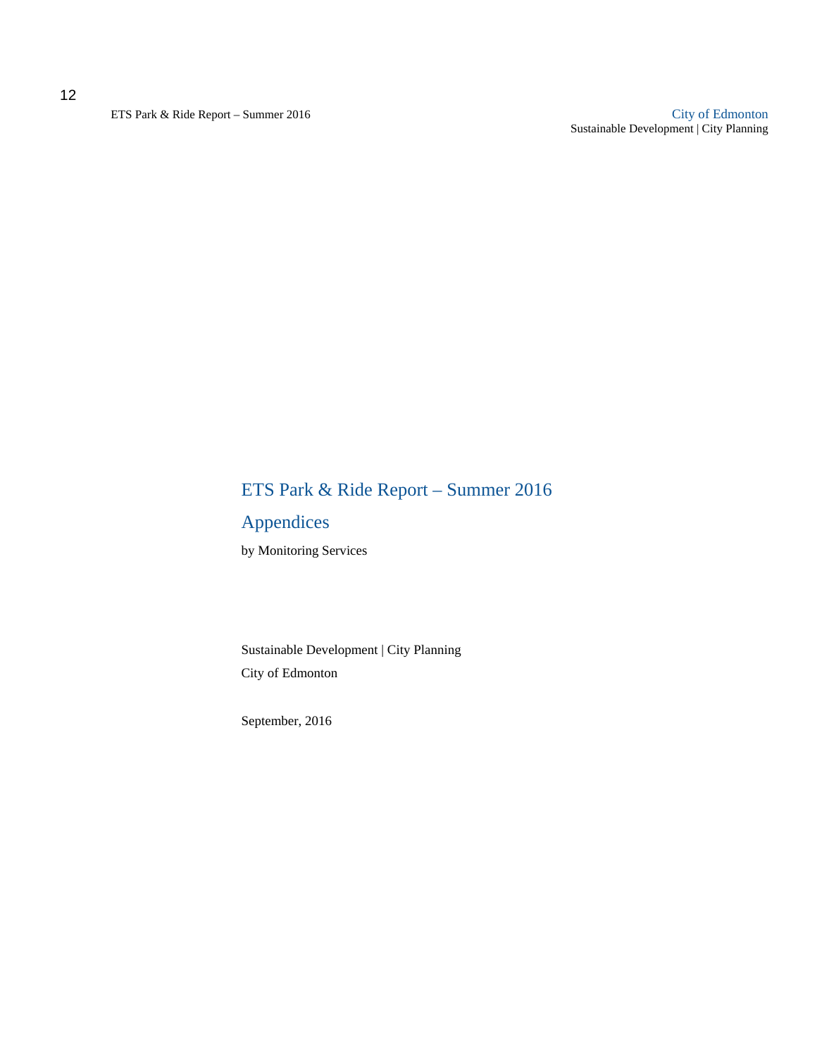# ETS Park & Ride Report – Summer 2016

## Appendices

by Monitoring Services

Sustainable Development | City Planning

City of Edmonton

September, 2016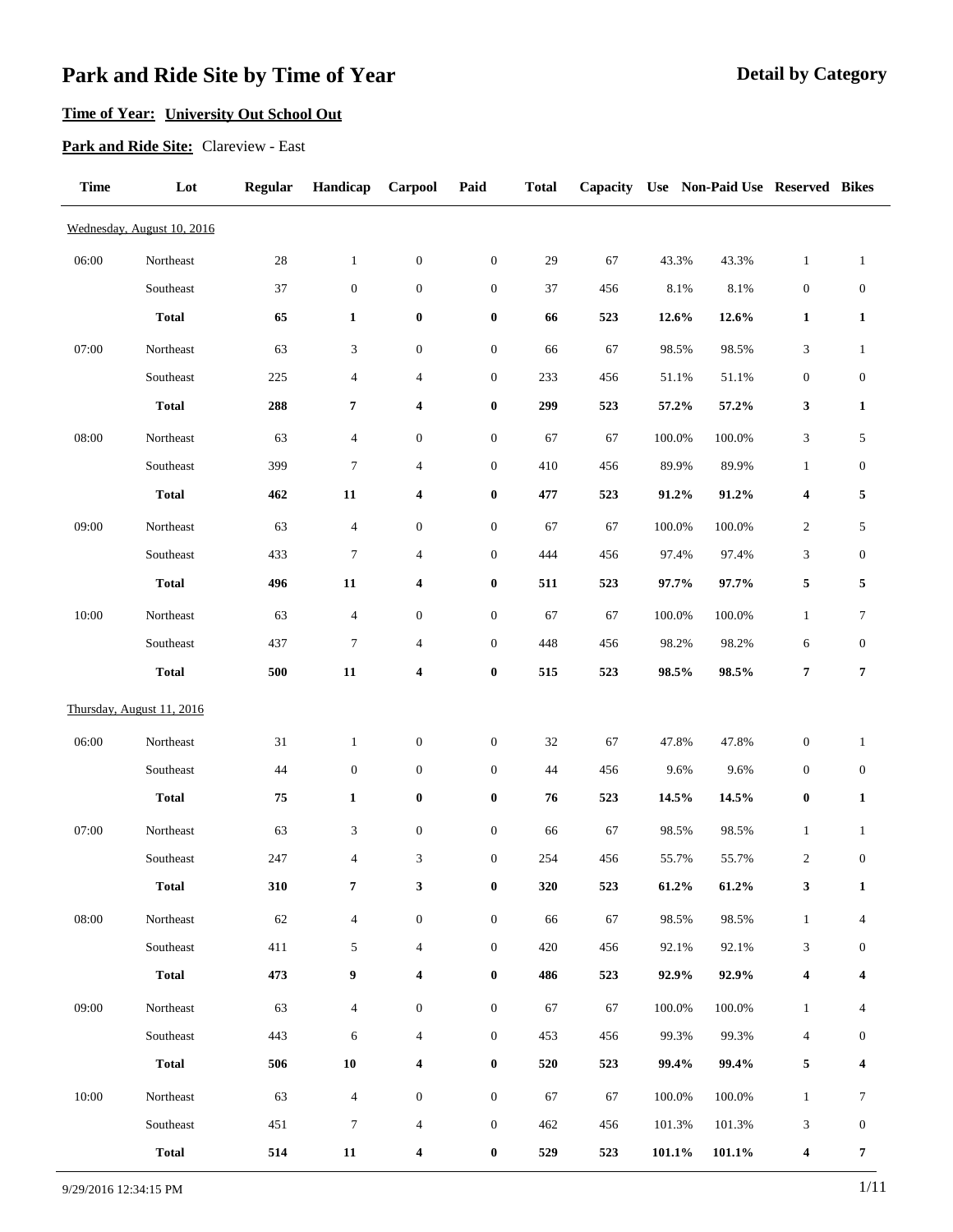# Park and Ride Site by Time of Year

**Detail by Category**

**Time of Year:** **University Out School Out**

**Park and Ride Site:** Clareview - East

| Time | Lot | Regular | Handicap | Carpool | Paid | Total | Capacity | Use | Non-Paid Use | Reserved | Bikes |
|---|---|---|---|---|---|---|---|---|---|---|---|
| Wednesday, August 10, 2016 | | | | | | | | | | | |
| 06:00 | Northeast | 28 | 1 | 0 | 0 | 29 | 67 | 43.3% | 43.3% | 1 | 1 |
| | Southeast | 37 | 0 | 0 | 0 | 37 | 456 | 8.1% | 8.1% | 0 | 0 |
| | **Total** | **65** | **1** | **0** | **0** | **66** | **523** | **12.6%** | **12.6%** | **1** | **1** |
| 07:00 | Northeast | 63 | 3 | 0 | 0 | 66 | 67 | 98.5% | 98.5% | 3 | 1 |
| | Southeast | 225 | 4 | 4 | 0 | 233 | 456 | 51.1% | 51.1% | 0 | 0 |
| | **Total** | **288** | **7** | **4** | **0** | **299** | **523** | **57.2%** | **57.2%** | **3** | **1** |
| 08:00 | Northeast | 63 | 4 | 0 | 0 | 67 | 67 | 100.0% | 100.0% | 3 | 5 |
| | Southeast | 399 | 7 | 4 | 0 | 410 | 456 | 89.9% | 89.9% | 1 | 0 |
| | **Total** | **462** | **11** | **4** | **0** | **477** | **523** | **91.2%** | **91.2%** | **4** | **5** |
| 09:00 | Northeast | 63 | 4 | 0 | 0 | 67 | 67 | 100.0% | 100.0% | 2 | 5 |
| | Southeast | 433 | 7 | 4 | 0 | 444 | 456 | 97.4% | 97.4% | 3 | 0 |
| | **Total** | **496** | **11** | **4** | **0** | **511** | **523** | **97.7%** | **97.7%** | **5** | **5** |
| 10:00 | Northeast | 63 | 4 | 0 | 0 | 67 | 67 | 100.0% | 100.0% | 1 | 7 |
| | Southeast | 437 | 7 | 4 | 0 | 448 | 456 | 98.2% | 98.2% | 6 | 0 |
| | **Total** | **500** | **11** | **4** | **0** | **515** | **523** | **98.5%** | **98.5%** | **7** | **7** |
| Thursday, August 11, 2016 | | | | | | | | | | | |
| 06:00 | Northeast | 31 | 1 | 0 | 0 | 32 | 67 | 47.8% | 47.8% | 0 | 1 |
| | Southeast | 44 | 0 | 0 | 0 | 44 | 456 | 9.6% | 9.6% | 0 | 0 |
| | **Total** | **75** | **1** | **0** | **0** | **76** | **523** | **14.5%** | **14.5%** | **0** | **1** |
| 07:00 | Northeast | 63 | 3 | 0 | 0 | 66 | 67 | 98.5% | 98.5% | 1 | 1 |
| | Southeast | 247 | 4 | 3 | 0 | 254 | 456 | 55.7% | 55.7% | 2 | 0 |
| | **Total** | **310** | **7** | **3** | **0** | **320** | **523** | **61.2%** | **61.2%** | **3** | **1** |
| 08:00 | Northeast | 62 | 4 | 0 | 0 | 66 | 67 | 98.5% | 98.5% | 1 | 4 |
| | Southeast | 411 | 5 | 4 | 0 | 420 | 456 | 92.1% | 92.1% | 3 | 0 |
| | **Total** | **473** | **9** | **4** | **0** | **486** | **523** | **92.9%** | **92.9%** | **4** | **4** |
| 09:00 | Northeast | 63 | 4 | 0 | 0 | 67 | 67 | 100.0% | 100.0% | 1 | 4 |
| | Southeast | 443 | 6 | 4 | 0 | 453 | 456 | 99.3% | 99.3% | 4 | 0 |
| | **Total** | **506** | **10** | **4** | **0** | **520** | **523** | **99.4%** | **99.4%** | **5** | **4** |
| 10:00 | Northeast | 63 | 4 | 0 | 0 | 67 | 67 | 100.0% | 100.0% | 1 | 7 |
| | Southeast | 451 | 7 | 4 | 0 | 462 | 456 | 101.3% | 101.3% | 3 | 0 |
| | **Total** | **514** | **11** | **4** | **0** | **529** | **523** | **101.1%** | **101.1%** | **4** | **7** |

9/29/2016 12:34:15 PM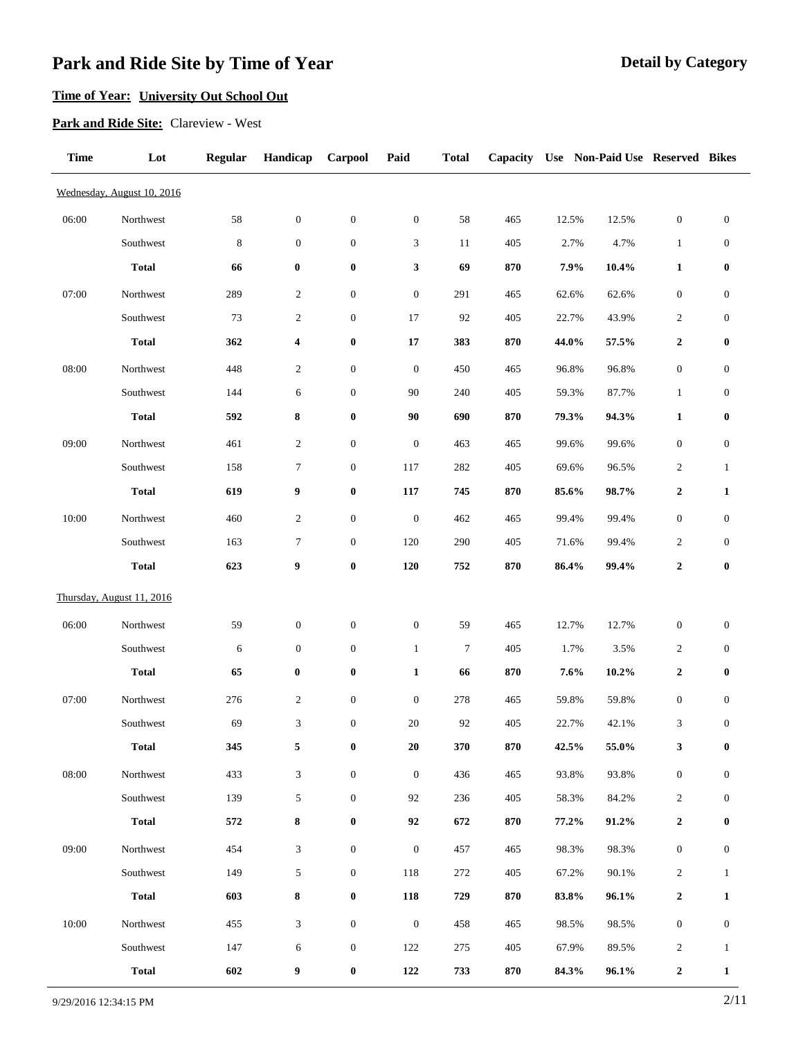# Park and Ride Site by Time of Year

## Detail by Category

**Time of Year:** **University Out School Out**

**Park and Ride Site:** Clareview - West

| Time | Lot | Regular | Handicap | Carpool | Paid | Total | Capacity | Use | Non-Paid Use | Reserved | Bikes |
|---|---|---|---|---|---|---|---|---|---|---|---|
| Wednesday, August 10, 2016 | | | | | | | | | | | |
| 06:00 | Northwest | 58 | 0 | 0 | 0 | 58 | 465 | 12.5% | 12.5% | 0 | 0 |
| | Southwest | 8 | 0 | 0 | 3 | 11 | 405 | 2.7% | 4.7% | 1 | 0 |
| | **Total** | **66** | **0** | **0** | **3** | **69** | **870** | **7.9%** | **10.4%** | **1** | **0** |
| 07:00 | Northwest | 289 | 2 | 0 | 0 | 291 | 465 | 62.6% | 62.6% | 0 | 0 |
| | Southwest | 73 | 2 | 0 | 17 | 92 | 405 | 22.7% | 43.9% | 2 | 0 |
| | **Total** | **362** | **4** | **0** | **17** | **383** | **870** | **44.0%** | **57.5%** | **2** | **0** |
| 08:00 | Northwest | 448 | 2 | 0 | 0 | 450 | 465 | 96.8% | 96.8% | 0 | 0 |
| | Southwest | 144 | 6 | 0 | 90 | 240 | 405 | 59.3% | 87.7% | 1 | 0 |
| | **Total** | **592** | **8** | **0** | **90** | **690** | **870** | **79.3%** | **94.3%** | **1** | **0** |
| 09:00 | Northwest | 461 | 2 | 0 | 0 | 463 | 465 | 99.6% | 99.6% | 0 | 0 |
| | Southwest | 158 | 7 | 0 | 117 | 282 | 405 | 69.6% | 96.5% | 2 | 1 |
| | **Total** | **619** | **9** | **0** | **117** | **745** | **870** | **85.6%** | **98.7%** | **2** | **1** |
| 10:00 | Northwest | 460 | 2 | 0 | 0 | 462 | 465 | 99.4% | 99.4% | 0 | 0 |
| | Southwest | 163 | 7 | 0 | 120 | 290 | 405 | 71.6% | 99.4% | 2 | 0 |
| | **Total** | **623** | **9** | **0** | **120** | **752** | **870** | **86.4%** | **99.4%** | **2** | **0** |
| Thursday, August 11, 2016 | | | | | | | | | | | |
| 06:00 | Northwest | 59 | 0 | 0 | 0 | 59 | 465 | 12.7% | 12.7% | 0 | 0 |
| | Southwest | 6 | 0 | 0 | 1 | 7 | 405 | 1.7% | 3.5% | 2 | 0 |
| | **Total** | **65** | **0** | **0** | **1** | **66** | **870** | **7.6%** | **10.2%** | **2** | **0** |
| 07:00 | Northwest | 276 | 2 | 0 | 0 | 278 | 465 | 59.8% | 59.8% | 0 | 0 |
| | Southwest | 69 | 3 | 0 | 20 | 92 | 405 | 22.7% | 42.1% | 3 | 0 |
| | **Total** | **345** | **5** | **0** | **20** | **370** | **870** | **42.5%** | **55.0%** | **3** | **0** |
| 08:00 | Northwest | 433 | 3 | 0 | 0 | 436 | 465 | 93.8% | 93.8% | 0 | 0 |
| | Southwest | 139 | 5 | 0 | 92 | 236 | 405 | 58.3% | 84.2% | 2 | 0 |
| | **Total** | **572** | **8** | **0** | **92** | **672** | **870** | **77.2%** | **91.2%** | **2** | **0** |
| 09:00 | Northwest | 454 | 3 | 0 | 0 | 457 | 465 | 98.3% | 98.3% | 0 | 0 |
| | Southwest | 149 | 5 | 0 | 118 | 272 | 405 | 67.2% | 90.1% | 2 | 1 |
| | **Total** | **603** | **8** | **0** | **118** | **729** | **870** | **83.8%** | **96.1%** | **2** | **1** |
| 10:00 | Northwest | 455 | 3 | 0 | 0 | 458 | 465 | 98.5% | 98.5% | 0 | 0 |
| | Southwest | 147 | 6 | 0 | 122 | 275 | 405 | 67.9% | 89.5% | 2 | 1 |
| | **Total** | **602** | **9** | **0** | **122** | **733** | **870** | **84.3%** | **96.1%** | **2** | **1** |

9/29/2016 12:34:15 PM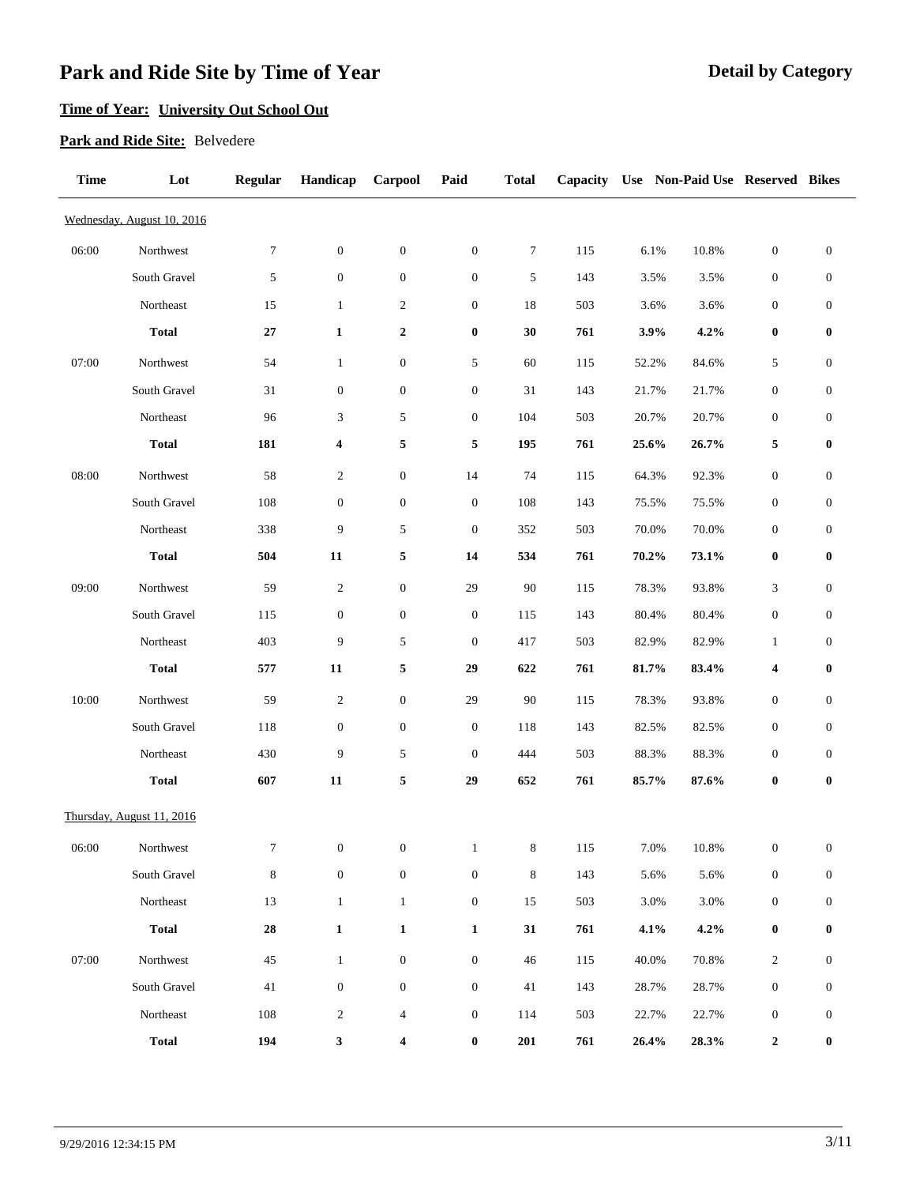# Park and Ride Site by Time of Year

**Detail by Category**

**Time of Year:** **University Out School Out**

**Park and Ride Site:** Belvedere

| Time | Lot | Regular | Handicap | Carpool | Paid | Total | Capacity | Use | Non-Paid Use | Reserved | Bikes |
|---|---|---|---|---|---|---|---|---|---|---|---|
| Wednesday, August 10, 2016 | | | | | | | | | | | |
| 06:00 | Northwest | 7 | 0 | 0 | 0 | 7 | 115 | 6.1% | 10.8% | 0 | 0 |
| | South Gravel | 5 | 0 | 0 | 0 | 5 | 143 | 3.5% | 3.5% | 0 | 0 |
| | Northeast | 15 | 1 | 2 | 0 | 18 | 503 | 3.6% | 3.6% | 0 | 0 |
| | **Total** | **27** | **1** | **2** | **0** | **30** | **761** | **3.9%** | **4.2%** | **0** | **0** |
| 07:00 | Northwest | 54 | 1 | 0 | 5 | 60 | 115 | 52.2% | 84.6% | 5 | 0 |
| | South Gravel | 31 | 0 | 0 | 0 | 31 | 143 | 21.7% | 21.7% | 0 | 0 |
| | Northeast | 96 | 3 | 5 | 0 | 104 | 503 | 20.7% | 20.7% | 0 | 0 |
| | **Total** | **181** | **4** | **5** | **5** | **195** | **761** | **25.6%** | **26.7%** | **5** | **0** |
| 08:00 | Northwest | 58 | 2 | 0 | 14 | 74 | 115 | 64.3% | 92.3% | 0 | 0 |
| | South Gravel | 108 | 0 | 0 | 0 | 108 | 143 | 75.5% | 75.5% | 0 | 0 |
| | Northeast | 338 | 9 | 5 | 0 | 352 | 503 | 70.0% | 70.0% | 0 | 0 |
| | **Total** | **504** | **11** | **5** | **14** | **534** | **761** | **70.2%** | **73.1%** | **0** | **0** |
| 09:00 | Northwest | 59 | 2 | 0 | 29 | 90 | 115 | 78.3% | 93.8% | 3 | 0 |
| | South Gravel | 115 | 0 | 0 | 0 | 115 | 143 | 80.4% | 80.4% | 0 | 0 |
| | Northeast | 403 | 9 | 5 | 0 | 417 | 503 | 82.9% | 82.9% | 1 | 0 |
| | **Total** | **577** | **11** | **5** | **29** | **622** | **761** | **81.7%** | **83.4%** | **4** | **0** |
| 10:00 | Northwest | 59 | 2 | 0 | 29 | 90 | 115 | 78.3% | 93.8% | 0 | 0 |
| | South Gravel | 118 | 0 | 0 | 0 | 118 | 143 | 82.5% | 82.5% | 0 | 0 |
| | Northeast | 430 | 9 | 5 | 0 | 444 | 503 | 88.3% | 88.3% | 0 | 0 |
| | **Total** | **607** | **11** | **5** | **29** | **652** | **761** | **85.7%** | **87.6%** | **0** | **0** |
| Thursday, August 11, 2016 | | | | | | | | | | | |
| 06:00 | Northwest | 7 | 0 | 0 | 1 | 8 | 115 | 7.0% | 10.8% | 0 | 0 |
| | South Gravel | 8 | 0 | 0 | 0 | 8 | 143 | 5.6% | 5.6% | 0 | 0 |
| | Northeast | 13 | 1 | 1 | 0 | 15 | 503 | 3.0% | 3.0% | 0 | 0 |
| | **Total** | **28** | **1** | **1** | **1** | **31** | **761** | **4.1%** | **4.2%** | **0** | **0** |
| 07:00 | Northwest | 45 | 1 | 0 | 0 | 46 | 115 | 40.0% | 70.8% | 2 | 0 |
| | South Gravel | 41 | 0 | 0 | 0 | 41 | 143 | 28.7% | 28.7% | 0 | 0 |
| | Northeast | 108 | 2 | 4 | 0 | 114 | 503 | 22.7% | 22.7% | 0 | 0 |
| | **Total** | **194** | **3** | **4** | **0** | **201** | **761** | **26.4%** | **28.3%** | **2** | **0** |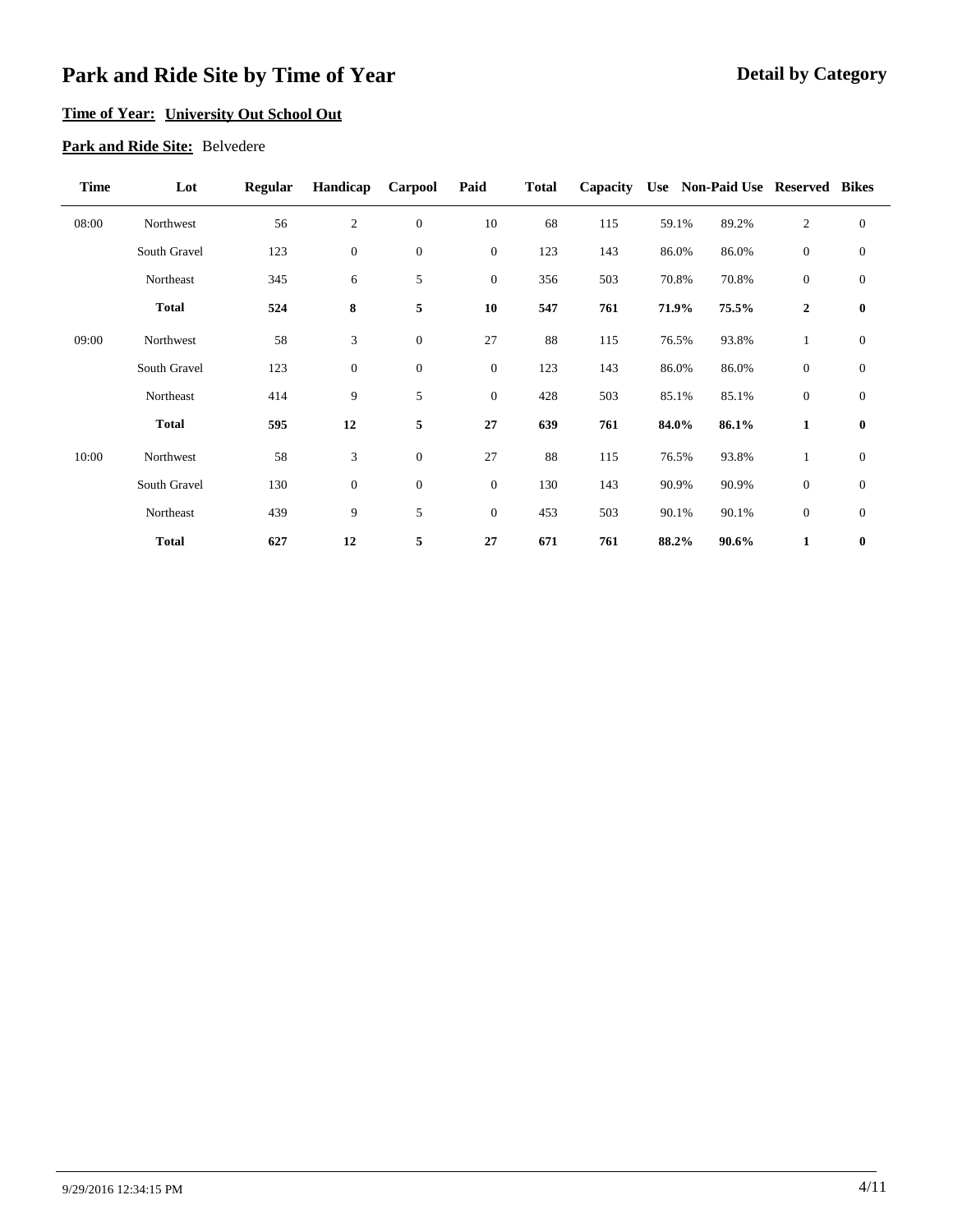# Park and Ride Site by Time of Year

**Detail by Category**

**Time of Year:** **University Out School Out**

**Park and Ride Site:** Belvedere

| Time | Lot | Regular | Handicap | Carpool | Paid | Total | Capacity | Use | Non-Paid Use | Reserved | Bikes |
|---|---|---|---|---|---|---|---|---|---|---|---|
| 08:00 | Northwest | 56 | 2 | 0 | 10 | 68 | 115 | 59.1% | 89.2% | 2 | 0 |
| | South Gravel | 123 | 0 | 0 | 0 | 123 | 143 | 86.0% | 86.0% | 0 | 0 |
| | Northeast | 345 | 6 | 5 | 0 | 356 | 503 | 70.8% | 70.8% | 0 | 0 |
| | **Total** | **524** | **8** | **5** | **10** | **547** | **761** | **71.9%** | **75.5%** | **2** | **0** |
| 09:00 | Northwest | 58 | 3 | 0 | 27 | 88 | 115 | 76.5% | 93.8% | 1 | 0 |
| | South Gravel | 123 | 0 | 0 | 0 | 123 | 143 | 86.0% | 86.0% | 0 | 0 |
| | Northeast | 414 | 9 | 5 | 0 | 428 | 503 | 85.1% | 85.1% | 0 | 0 |
| | **Total** | **595** | **12** | **5** | **27** | **639** | **761** | **84.0%** | **86.1%** | **1** | **0** |
| 10:00 | Northwest | 58 | 3 | 0 | 27 | 88 | 115 | 76.5% | 93.8% | 1 | 0 |
| | South Gravel | 130 | 0 | 0 | 0 | 130 | 143 | 90.9% | 90.9% | 0 | 0 |
| | Northeast | 439 | 9 | 5 | 0 | 453 | 503 | 90.1% | 90.1% | 0 | 0 |
| | **Total** | **627** | **12** | **5** | **27** | **671** | **761** | **88.2%** | **90.6%** | **1** | **0** |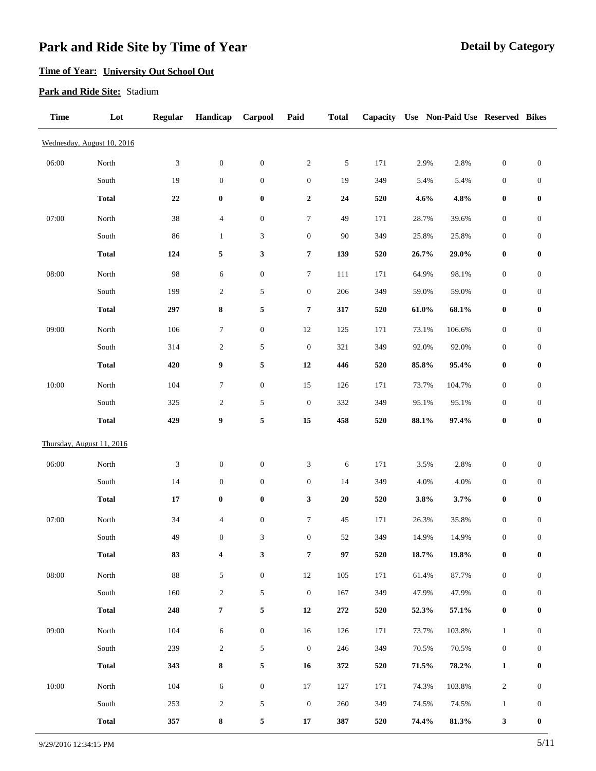# Park and Ride Site by Time of Year

**Detail by Category**

**Time of Year:** **University Out School Out**

**Park and Ride Site:** Stadium

| Time | Lot | Regular | Handicap | Carpool | Paid | Total | Capacity | Use | Non-Paid Use | Reserved | Bikes |
|---|---|---|---|---|---|---|---|---|---|---|---|
| Wednesday, August 10, 2016 | | | | | | | | | | | |
| 06:00 | North | 3 | 0 | 0 | 2 | 5 | 171 | 2.9% | 2.8% | 0 | 0 |
| | South | 19 | 0 | 0 | 0 | 19 | 349 | 5.4% | 5.4% | 0 | 0 |
| | **Total** | **22** | **0** | **0** | **2** | **24** | **520** | **4.6%** | **4.8%** | **0** | **0** |
| 07:00 | North | 38 | 4 | 0 | 7 | 49 | 171 | 28.7% | 39.6% | 0 | 0 |
| | South | 86 | 1 | 3 | 0 | 90 | 349 | 25.8% | 25.8% | 0 | 0 |
| | **Total** | **124** | **5** | **3** | **7** | **139** | **520** | **26.7%** | **29.0%** | **0** | **0** |
| 08:00 | North | 98 | 6 | 0 | 7 | 111 | 171 | 64.9% | 98.1% | 0 | 0 |
| | South | 199 | 2 | 5 | 0 | 206 | 349 | 59.0% | 59.0% | 0 | 0 |
| | **Total** | **297** | **8** | **5** | **7** | **317** | **520** | **61.0%** | **68.1%** | **0** | **0** |
| 09:00 | North | 106 | 7 | 0 | 12 | 125 | 171 | 73.1% | 106.6% | 0 | 0 |
| | South | 314 | 2 | 5 | 0 | 321 | 349 | 92.0% | 92.0% | 0 | 0 |
| | **Total** | **420** | **9** | **5** | **12** | **446** | **520** | **85.8%** | **95.4%** | **0** | **0** |
| 10:00 | North | 104 | 7 | 0 | 15 | 126 | 171 | 73.7% | 104.7% | 0 | 0 |
| | South | 325 | 2 | 5 | 0 | 332 | 349 | 95.1% | 95.1% | 0 | 0 |
| | **Total** | **429** | **9** | **5** | **15** | **458** | **520** | **88.1%** | **97.4%** | **0** | **0** |
| Thursday, August 11, 2016 | | | | | | | | | | | |
| 06:00 | North | 3 | 0 | 0 | 3 | 6 | 171 | 3.5% | 2.8% | 0 | 0 |
| | South | 14 | 0 | 0 | 0 | 14 | 349 | 4.0% | 4.0% | 0 | 0 |
| | **Total** | **17** | **0** | **0** | **3** | **20** | **520** | **3.8%** | **3.7%** | **0** | **0** |
| 07:00 | North | 34 | 4 | 0 | 7 | 45 | 171 | 26.3% | 35.8% | 0 | 0 |
| | South | 49 | 0 | 3 | 0 | 52 | 349 | 14.9% | 14.9% | 0 | 0 |
| | **Total** | **83** | **4** | **3** | **7** | **97** | **520** | **18.7%** | **19.8%** | **0** | **0** |
| 08:00 | North | 88 | 5 | 0 | 12 | 105 | 171 | 61.4% | 87.7% | 0 | 0 |
| | South | 160 | 2 | 5 | 0 | 167 | 349 | 47.9% | 47.9% | 0 | 0 |
| | **Total** | **248** | **7** | **5** | **12** | **272** | **520** | **52.3%** | **57.1%** | **0** | **0** |
| 09:00 | North | 104 | 6 | 0 | 16 | 126 | 171 | 73.7% | 103.8% | 1 | 0 |
| | South | 239 | 2 | 5 | 0 | 246 | 349 | 70.5% | 70.5% | 0 | 0 |
| | **Total** | **343** | **8** | **5** | **16** | **372** | **520** | **71.5%** | **78.2%** | **1** | **0** |
| 10:00 | North | 104 | 6 | 0 | 17 | 127 | 171 | 74.3% | 103.8% | 2 | 0 |
| | South | 253 | 2 | 5 | 0 | 260 | 349 | 74.5% | 74.5% | 1 | 0 |
| | **Total** | **357** | **8** | **5** | **17** | **387** | **520** | **74.4%** | **81.3%** | **3** | **0** |

9/29/2016 12:34:15 PM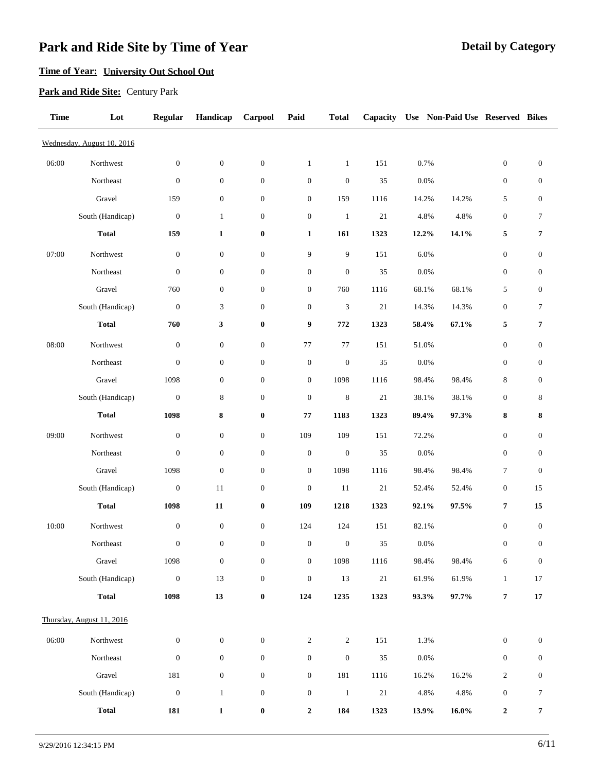# Park and Ride Site by Time of Year

**Detail by Category**

**Time of Year: University Out School Out**

**Park and Ride Site:** Century Park

| Time | Lot | Regular | Handicap | Carpool | Paid | Total | Capacity | Use | Non-Paid Use | Reserved | Bikes |
|---|---|---|---|---|---|---|---|---|---|---|---|
| Wednesday, August 10, 2016 | | | | | | | | | | | |
| 06:00 | Northwest | 0 | 0 | 0 | 1 | 1 | 151 | 0.7% | | 0 | 0 |
| | Northeast | 0 | 0 | 0 | 0 | 0 | 35 | 0.0% | | 0 | 0 |
| | Gravel | 159 | 0 | 0 | 0 | 159 | 1116 | 14.2% | 14.2% | 5 | 0 |
| | South (Handicap) | 0 | 1 | 0 | 0 | 1 | 21 | 4.8% | 4.8% | 0 | 7 |
| | **Total** | **159** | **1** | **0** | **1** | **161** | **1323** | **12.2%** | **14.1%** | **5** | **7** |
| 07:00 | Northwest | 0 | 0 | 0 | 9 | 9 | 151 | 6.0% | | 0 | 0 |
| | Northeast | 0 | 0 | 0 | 0 | 0 | 35 | 0.0% | | 0 | 0 |
| | Gravel | 760 | 0 | 0 | 0 | 760 | 1116 | 68.1% | 68.1% | 5 | 0 |
| | South (Handicap) | 0 | 3 | 0 | 0 | 3 | 21 | 14.3% | 14.3% | 0 | 7 |
| | **Total** | **760** | **3** | **0** | **9** | **772** | **1323** | **58.4%** | **67.1%** | **5** | **7** |
| 08:00 | Northwest | 0 | 0 | 0 | 77 | 77 | 151 | 51.0% | | 0 | 0 |
| | Northeast | 0 | 0 | 0 | 0 | 0 | 35 | 0.0% | | 0 | 0 |
| | Gravel | 1098 | 0 | 0 | 0 | 1098 | 1116 | 98.4% | 98.4% | 8 | 0 |
| | South (Handicap) | 0 | 8 | 0 | 0 | 8 | 21 | 38.1% | 38.1% | 0 | 8 |
| | **Total** | **1098** | **8** | **0** | **77** | **1183** | **1323** | **89.4%** | **97.3%** | **8** | **8** |
| 09:00 | Northwest | 0 | 0 | 0 | 109 | 109 | 151 | 72.2% | | 0 | 0 |
| | Northeast | 0 | 0 | 0 | 0 | 0 | 35 | 0.0% | | 0 | 0 |
| | Gravel | 1098 | 0 | 0 | 0 | 1098 | 1116 | 98.4% | 98.4% | 7 | 0 |
| | South (Handicap) | 0 | 11 | 0 | 0 | 11 | 21 | 52.4% | 52.4% | 0 | 15 |
| | **Total** | **1098** | **11** | **0** | **109** | **1218** | **1323** | **92.1%** | **97.5%** | **7** | **15** |
| 10:00 | Northwest | 0 | 0 | 0 | 124 | 124 | 151 | 82.1% | | 0 | 0 |
| | Northeast | 0 | 0 | 0 | 0 | 0 | 35 | 0.0% | | 0 | 0 |
| | Gravel | 1098 | 0 | 0 | 0 | 1098 | 1116 | 98.4% | 98.4% | 6 | 0 |
| | South (Handicap) | 0 | 13 | 0 | 0 | 13 | 21 | 61.9% | 61.9% | 1 | 17 |
| | **Total** | **1098** | **13** | **0** | **124** | **1235** | **1323** | **93.3%** | **97.7%** | **7** | **17** |
| Thursday, August 11, 2016 | | | | | | | | | | | |
| 06:00 | Northwest | 0 | 0 | 0 | 2 | 2 | 151 | 1.3% | | 0 | 0 |
| | Northeast | 0 | 0 | 0 | 0 | 0 | 35 | 0.0% | | 0 | 0 |
| | Gravel | 181 | 0 | 0 | 0 | 181 | 1116 | 16.2% | 16.2% | 2 | 0 |
| | South (Handicap) | 0 | 1 | 0 | 0 | 1 | 21 | 4.8% | 4.8% | 0 | 7 |
| | **Total** | **181** | **1** | **0** | **2** | **184** | **1323** | **13.9%** | **16.0%** | **2** | **7** |

9/29/2016 12:34:15 PM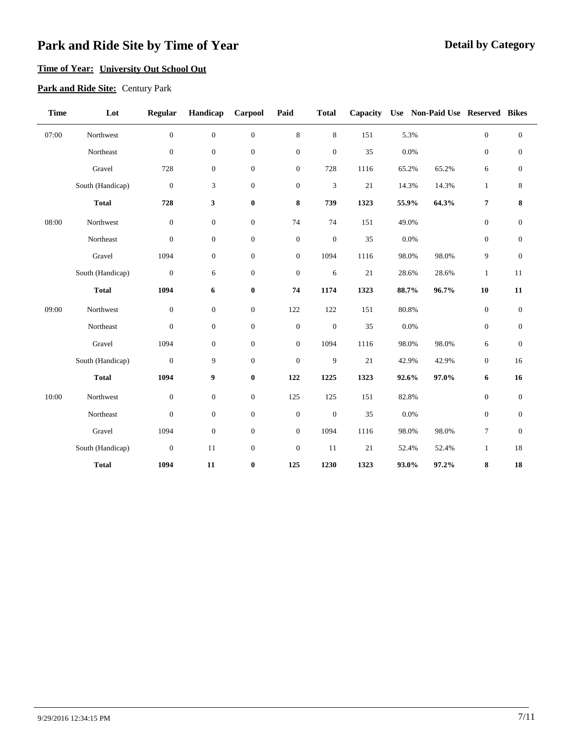# Park and Rride Site by Time of Year

# Park and Ride Site by Time of Year

**Detail by Category**

**Time of Year:** **University Out School Out**

**Park and Ride Site:** Century Park

| Time | Lot | Regular | Handicap | Carpool | Paid | Total | Capacity | Use | Non-Paid Use | Reserved | Bikes |
|---|---|---|---|---|---|---|---|---|---|---|---|
| 07:00 | Northwest | 0 | 0 | 0 | 8 | 8 | 151 | 5.3% | | 0 | 0 |
| | Northeast | 0 | 0 | 0 | 0 | 0 | 35 | 0.0% | | 0 | 0 |
| | Gravel | 728 | 0 | 0 | 0 | 728 | 1116 | 65.2% | 65.2% | 6 | 0 |
| | South (Handicap) | 0 | 3 | 0 | 0 | 3 | 21 | 14.3% | 14.3% | 1 | 8 |
| | **Total** | **728** | **3** | **0** | **8** | **739** | **1323** | **55.9%** | **64.3%** | **7** | **8** |
| 08:00 | Northwest | 0 | 0 | 0 | 74 | 74 | 151 | 49.0% | | 0 | 0 |
| | Northeast | 0 | 0 | 0 | 0 | 0 | 35 | 0.0% | | 0 | 0 |
| | Gravel | 1094 | 0 | 0 | 0 | 1094 | 1116 | 98.0% | 98.0% | 9 | 0 |
| | South (Handicap) | 0 | 6 | 0 | 0 | 6 | 21 | 28.6% | 28.6% | 1 | 11 |
| | **Total** | **1094** | **6** | **0** | **74** | **1174** | **1323** | **88.7%** | **96.7%** | **10** | **11** |
| 09:00 | Northwest | 0 | 0 | 0 | 122 | 122 | 151 | 80.8% | | 0 | 0 |
| | Northeast | 0 | 0 | 0 | 0 | 0 | 35 | 0.0% | | 0 | 0 |
| | Gravel | 1094 | 0 | 0 | 0 | 1094 | 1116 | 98.0% | 98.0% | 6 | 0 |
| | South (Handicap) | 0 | 9 | 0 | 0 | 9 | 21 | 42.9% | 42.9% | 0 | 16 |
| | **Total** | **1094** | **9** | **0** | **122** | **1225** | **1323** | **92.6%** | **97.0%** | **6** | **16** |
| 10:00 | Northwest | 0 | 0 | 0 | 125 | 125 | 151 | 82.8% | | 0 | 0 |
| | Northeast | 0 | 0 | 0 | 0 | 0 | 35 | 0.0% | | 0 | 0 |
| | Gravel | 1094 | 0 | 0 | 0 | 1094 | 1116 | 98.0% | 98.0% | 7 | 0 |
| | South (Handicap) | 0 | 11 | 0 | 0 | 11 | 21 | 52.4% | 52.4% | 1 | 18 |
| | **Total** | **1094** | **11** | **0** | **125** | **1230** | **1323** | **93.0%** | **97.2%** | **8** | **18** |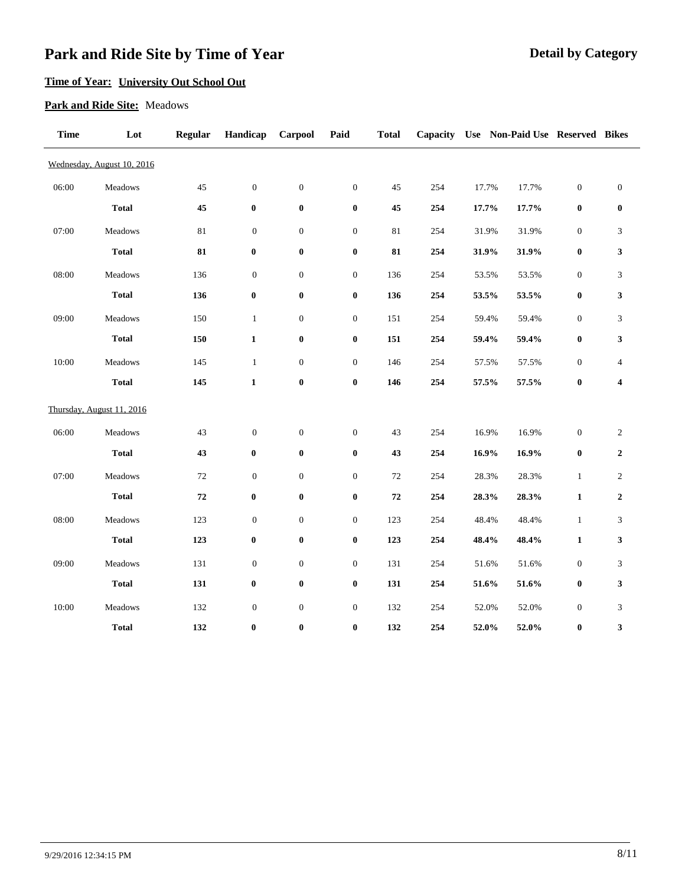# Park and Ride Site by Time of Year

## Detail by Category

**Time of Year:** **University Out School Out**

**Park and Ride Site:** Meadows

| Time | Lot | Regular | Handicap | Carpool | Paid | Total | Capacity | Use | Non-Paid Use | Reserved | Bikes |
|---|---|---|---|---|---|---|---|---|---|---|---|
| Wednesday, August 10, 2016 | | | | | | | | | | | |
| 06:00 | Meadows | 45 | 0 | 0 | 0 | 45 | 254 | 17.7% | 17.7% | 0 | 0 |
| | **Total** | **45** | **0** | **0** | **0** | **45** | **254** | **17.7%** | **17.7%** | **0** | **0** |
| 07:00 | Meadows | 81 | 0 | 0 | 0 | 81 | 254 | 31.9% | 31.9% | 0 | 3 |
| | **Total** | **81** | **0** | **0** | **0** | **81** | **254** | **31.9%** | **31.9%** | **0** | **3** |
| 08:00 | Meadows | 136 | 0 | 0 | 0 | 136 | 254 | 53.5% | 53.5% | 0 | 3 |
| | **Total** | **136** | **0** | **0** | **0** | **136** | **254** | **53.5%** | **53.5%** | **0** | **3** |
| 09:00 | Meadows | 150 | 1 | 0 | 0 | 151 | 254 | 59.4% | 59.4% | 0 | 3 |
| | **Total** | **150** | **1** | **0** | **0** | **151** | **254** | **59.4%** | **59.4%** | **0** | **3** |
| 10:00 | Meadows | 145 | 1 | 0 | 0 | 146 | 254 | 57.5% | 57.5% | 0 | 4 |
| | **Total** | **145** | **1** | **0** | **0** | **146** | **254** | **57.5%** | **57.5%** | **0** | **4** |
| Thursday, August 11, 2016 | | | | | | | | | | | |
| 06:00 | Meadows | 43 | 0 | 0 | 0 | 43 | 254 | 16.9% | 16.9% | 0 | 2 |
| | **Total** | **43** | **0** | **0** | **0** | **43** | **254** | **16.9%** | **16.9%** | **0** | **2** |
| 07:00 | Meadows | 72 | 0 | 0 | 0 | 72 | 254 | 28.3% | 28.3% | 1 | 2 |
| | **Total** | **72** | **0** | **0** | **0** | **72** | **254** | **28.3%** | **28.3%** | **1** | **2** |
| 08:00 | Meadows | 123 | 0 | 0 | 0 | 123 | 254 | 48.4% | 48.4% | 1 | 3 |
| | **Total** | **123** | **0** | **0** | **0** | **123** | **254** | **48.4%** | **48.4%** | **1** | **3** |
| 09:00 | Meadows | 131 | 0 | 0 | 0 | 131 | 254 | 51.6% | 51.6% | 0 | 3 |
| | **Total** | **131** | **0** | **0** | **0** | **131** | **254** | **51.6%** | **51.6%** | **0** | **3** |
| 10:00 | Meadows | 132 | 0 | 0 | 0 | 132 | 254 | 52.0% | 52.0% | 0 | 3 |
| | **Total** | **132** | **0** | **0** | **0** | **132** | **254** | **52.0%** | **52.0%** | **0** | **3** |

9/29/2016 12:34:15 PM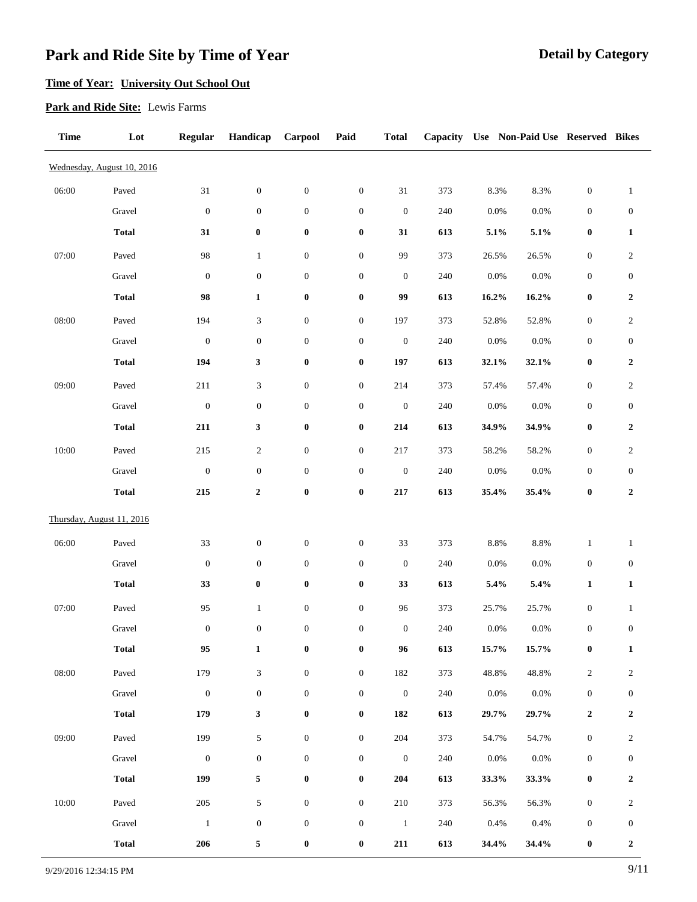# Park and Ride Site by Time of Year

**Detail by Category**

**Time of Year:** **University Out School Out**

**Park and Ride Site:** Lewis Farms

| Time | Lot | Regular | Handicap | Carpool | Paid | Total | Capacity | Use | Non-Paid Use | Reserved | Bikes |
|---|---|---|---|---|---|---|---|---|---|---|---|
| Wednesday, August 10, 2016 | | | | | | | | | | | |
| 06:00 | Paved | 31 | 0 | 0 | 0 | 31 | 373 | 8.3% | 8.3% | 0 | 1 |
| | Gravel | 0 | 0 | 0 | 0 | 0 | 240 | 0.0% | 0.0% | 0 | 0 |
| | **Total** | **31** | **0** | **0** | **0** | **31** | **613** | **5.1%** | **5.1%** | **0** | **1** |
| 07:00 | Paved | 98 | 1 | 0 | 0 | 99 | 373 | 26.5% | 26.5% | 0 | 2 |
| | Gravel | 0 | 0 | 0 | 0 | 0 | 240 | 0.0% | 0.0% | 0 | 0 |
| | **Total** | **98** | **1** | **0** | **0** | **99** | **613** | **16.2%** | **16.2%** | **0** | **2** |
| 08:00 | Paved | 194 | 3 | 0 | 0 | 197 | 373 | 52.8% | 52.8% | 0 | 2 |
| | Gravel | 0 | 0 | 0 | 0 | 0 | 240 | 0.0% | 0.0% | 0 | 0 |
| | **Total** | **194** | **3** | **0** | **0** | **197** | **613** | **32.1%** | **32.1%** | **0** | **2** |
| 09:00 | Paved | 211 | 3 | 0 | 0 | 214 | 373 | 57.4% | 57.4% | 0 | 2 |
| | Gravel | 0 | 0 | 0 | 0 | 0 | 240 | 0.0% | 0.0% | 0 | 0 |
| | **Total** | **211** | **3** | **0** | **0** | **214** | **613** | **34.9%** | **34.9%** | **0** | **2** |
| 10:00 | Paved | 215 | 2 | 0 | 0 | 217 | 373 | 58.2% | 58.2% | 0 | 2 |
| | Gravel | 0 | 0 | 0 | 0 | 0 | 240 | 0.0% | 0.0% | 0 | 0 |
| | **Total** | **215** | **2** | **0** | **0** | **217** | **613** | **35.4%** | **35.4%** | **0** | **2** |
| Thursday, August 11, 2016 | | | | | | | | | | | |
| 06:00 | Paved | 33 | 0 | 0 | 0 | 33 | 373 | 8.8% | 8.8% | 1 | 1 |
| | Gravel | 0 | 0 | 0 | 0 | 0 | 240 | 0.0% | 0.0% | 0 | 0 |
| | **Total** | **33** | **0** | **0** | **0** | **33** | **613** | **5.4%** | **5.4%** | **1** | **1** |
| 07:00 | Paved | 95 | 1 | 0 | 0 | 96 | 373 | 25.7% | 25.7% | 0 | 1 |
| | Gravel | 0 | 0 | 0 | 0 | 0 | 240 | 0.0% | 0.0% | 0 | 0 |
| | **Total** | **95** | **1** | **0** | **0** | **96** | **613** | **15.7%** | **15.7%** | **0** | **1** |
| 08:00 | Paved | 179 | 3 | 0 | 0 | 182 | 373 | 48.8% | 48.8% | 2 | 2 |
| | Gravel | 0 | 0 | 0 | 0 | 0 | 240 | 0.0% | 0.0% | 0 | 0 |
| | **Total** | **179** | **3** | **0** | **0** | **182** | **613** | **29.7%** | **29.7%** | **2** | **2** |
| 09:00 | Paved | 199 | 5 | 0 | 0 | 204 | 373 | 54.7% | 54.7% | 0 | 2 |
| | Gravel | 0 | 0 | 0 | 0 | 0 | 240 | 0.0% | 0.0% | 0 | 0 |
| | **Total** | **199** | **5** | **0** | **0** | **204** | **613** | **33.3%** | **33.3%** | **0** | **2** |
| 10:00 | Paved | 205 | 5 | 0 | 0 | 210 | 373 | 56.3% | 56.3% | 0 | 2 |
| | Gravel | 1 | 0 | 0 | 0 | 1 | 240 | 0.4% | 0.4% | 0 | 0 |
| | **Total** | **206** | **5** | **0** | **0** | **211** | **613** | **34.4%** | **34.4%** | **0** | **2** |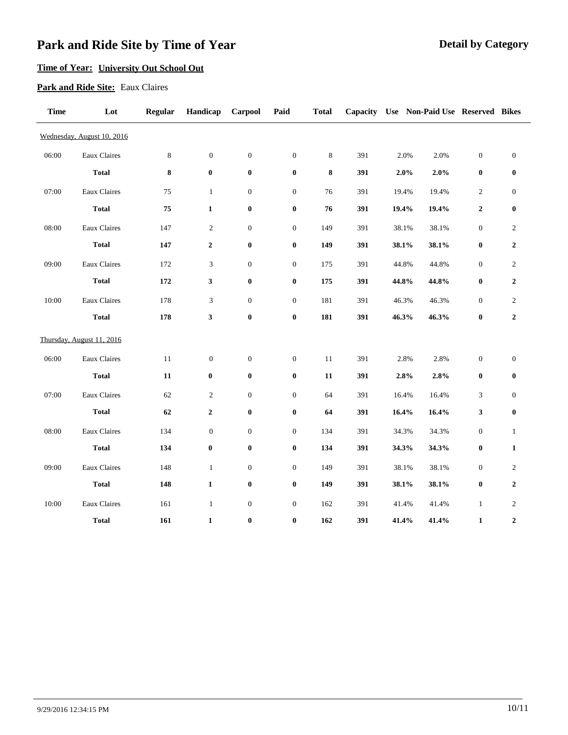# Park and Ride Site by Time of Year

**Detail by Category**

**Time of Year:** **University Out School Out**

**Park and Ride Site:** Eaux Claires

| Time | Lot | Regular | Handicap | Carpool | Paid | Total | Capacity | Use | Non-Paid Use | Reserved | Bikes |
|---|---|---|---|---|---|---|---|---|---|---|---|
| Wednesday, August 10, 2016 | | | | | | | | | | | |
| 06:00 | Eaux Claires | 8 | 0 | 0 | 0 | 8 | 391 | 2.0% | 2.0% | 0 | 0 |
| | **Total** | **8** | **0** | **0** | **0** | **8** | **391** | **2.0%** | **2.0%** | **0** | **0** |
| 07:00 | Eaux Claires | 75 | 1 | 0 | 0 | 76 | 391 | 19.4% | 19.4% | 2 | 0 |
| | **Total** | **75** | **1** | **0** | **0** | **76** | **391** | **19.4%** | **19.4%** | **2** | **0** |
| 08:00 | Eaux Claires | 147 | 2 | 0 | 0 | 149 | 391 | 38.1% | 38.1% | 0 | 2 |
| | **Total** | **147** | **2** | **0** | **0** | **149** | **391** | **38.1%** | **38.1%** | **0** | **2** |
| 09:00 | Eaux Claires | 172 | 3 | 0 | 0 | 175 | 391 | 44.8% | 44.8% | 0 | 2 |
| | **Total** | **172** | **3** | **0** | **0** | **175** | **391** | **44.8%** | **44.8%** | **0** | **2** |
| 10:00 | Eaux Claires | 178 | 3 | 0 | 0 | 181 | 391 | 46.3% | 46.3% | 0 | 2 |
| | **Total** | **178** | **3** | **0** | **0** | **181** | **391** | **46.3%** | **46.3%** | **0** | **2** |
| Thursday, August 11, 2016 | | | | | | | | | | | |
| 06:00 | Eaux Claires | 11 | 0 | 0 | 0 | 11 | 391 | 2.8% | 2.8% | 0 | 0 |
| | **Total** | **11** | **0** | **0** | **0** | **11** | **391** | **2.8%** | **2.8%** | **0** | **0** |
| 07:00 | Eaux Claires | 62 | 2 | 0 | 0 | 64 | 391 | 16.4% | 16.4% | 3 | 0 |
| | **Total** | **62** | **2** | **0** | **0** | **64** | **391** | **16.4%** | **16.4%** | **3** | **0** |
| 08:00 | Eaux Claires | 134 | 0 | 0 | 0 | 134 | 391 | 34.3% | 34.3% | 0 | 1 |
| | **Total** | **134** | **0** | **0** | **0** | **134** | **391** | **34.3%** | **34.3%** | **0** | **1** |
| 09:00 | Eaux Claires | 148 | 1 | 0 | 0 | 149 | 391 | 38.1% | 38.1% | 0 | 2 |
| | **Total** | **148** | **1** | **0** | **0** | **149** | **391** | **38.1%** | **38.1%** | **0** | **2** |
| 10:00 | Eaux Claires | 161 | 1 | 0 | 0 | 162 | 391 | 41.4% | 41.4% | 1 | 2 |
| | **Total** | **161** | **1** | **0** | **0** | **162** | **391** | **41.4%** | **41.4%** | **1** | **2** |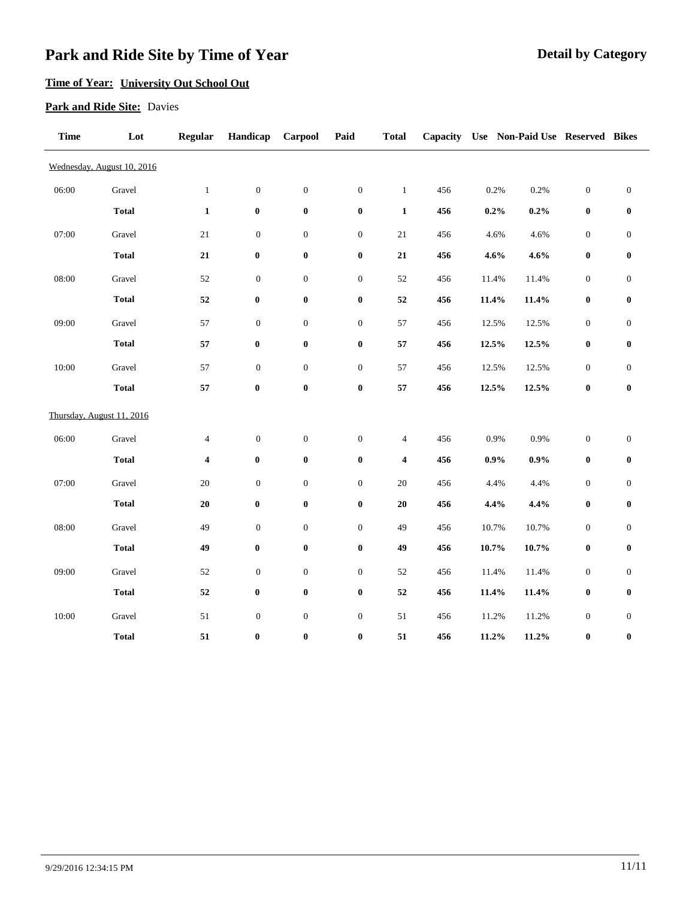# Park and Ride Site by Time of Year

**Detail by Category**

**Time of Year:** **University Out School Out**

**Park and Ride Site:** Davies

| Time | Lot | Regular | Handicap | Carpool | Paid | Total | Capacity | Use | Non-Paid Use | Reserved | Bikes |
|---|---|---|---|---|---|---|---|---|---|---|---|
| Wednesday, August 10, 2016 | | | | | | | | | | | |
| 06:00 | Gravel | 1 | 0 | 0 | 0 | 1 | 456 | 0.2% | 0.2% | 0 | 0 |
| | **Total** | **1** | **0** | **0** | **0** | **1** | **456** | **0.2%** | **0.2%** | **0** | **0** |
| 07:00 | Gravel | 21 | 0 | 0 | 0 | 21 | 456 | 4.6% | 4.6% | 0 | 0 |
| | **Total** | **21** | **0** | **0** | **0** | **21** | **456** | **4.6%** | **4.6%** | **0** | **0** |
| 08:00 | Gravel | 52 | 0 | 0 | 0 | 52 | 456 | 11.4% | 11.4% | 0 | 0 |
| | **Total** | **52** | **0** | **0** | **0** | **52** | **456** | **11.4%** | **11.4%** | **0** | **0** |
| 09:00 | Gravel | 57 | 0 | 0 | 0 | 57 | 456 | 12.5% | 12.5% | 0 | 0 |
| | **Total** | **57** | **0** | **0** | **0** | **57** | **456** | **12.5%** | **12.5%** | **0** | **0** |
| 10:00 | Gravel | 57 | 0 | 0 | 0 | 57 | 456 | 12.5% | 12.5% | 0 | 0 |
| | **Total** | **57** | **0** | **0** | **0** | **57** | **456** | **12.5%** | **12.5%** | **0** | **0** |
| Thursday, August 11, 2016 | | | | | | | | | | | |
| 06:00 | Gravel | 4 | 0 | 0 | 0 | 4 | 456 | 0.9% | 0.9% | 0 | 0 |
| | **Total** | **4** | **0** | **0** | **0** | **4** | **456** | **0.9%** | **0.9%** | **0** | **0** |
| 07:00 | Gravel | 20 | 0 | 0 | 0 | 20 | 456 | 4.4% | 4.4% | 0 | 0 |
| | **Total** | **20** | **0** | **0** | **0** | **20** | **456** | **4.4%** | **4.4%** | **0** | **0** |
| 08:00 | Gravel | 49 | 0 | 0 | 0 | 49 | 456 | 10.7% | 10.7% | 0 | 0 |
| | **Total** | **49** | **0** | **0** | **0** | **49** | **456** | **10.7%** | **10.7%** | **0** | **0** |
| 09:00 | Gravel | 52 | 0 | 0 | 0 | 52 | 456 | 11.4% | 11.4% | 0 | 0 |
| | **Total** | **52** | **0** | **0** | **0** | **52** | **456** | **11.4%** | **11.4%** | **0** | **0** |
| 10:00 | Gravel | 51 | 0 | 0 | 0 | 51 | 456 | 11.2% | 11.2% | 0 | 0 |
| | **Total** | **51** | **0** | **0** | **0** | **51** | **456** | **11.2%** | **11.2%** | **0** | **0** |